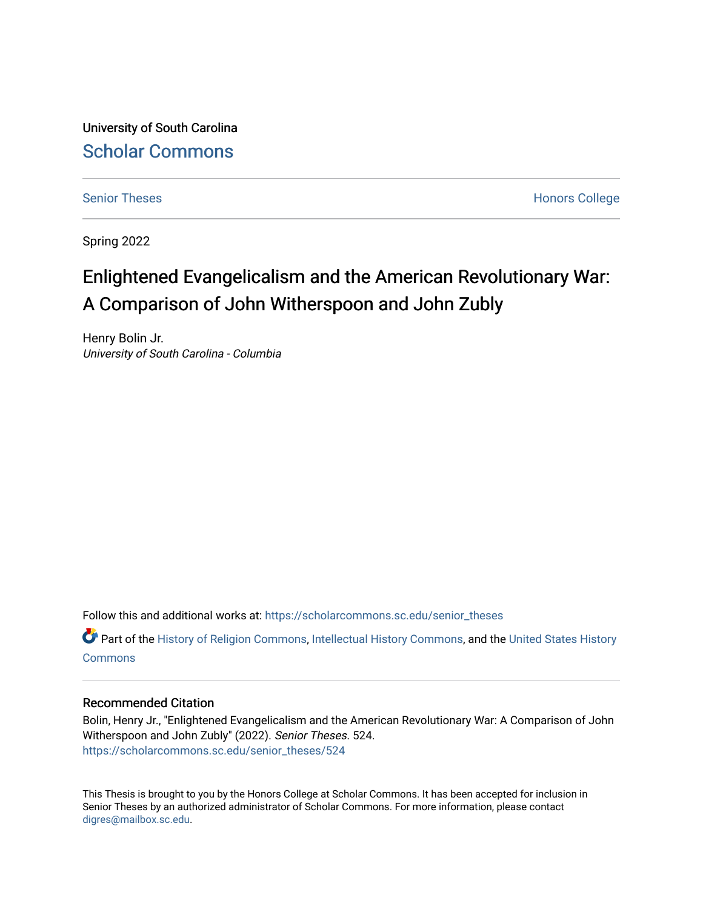University of South Carolina

# Scholar Commons

Senior Theses | Honors College

Spring 2022

## Enlightened Evangelicalism and the American Revolutionary War: A Comparison of John Witherspoon and John Zubly

Henry Bolin Jr.
*University of South Carolina - Columbia*

Follow this and additional works at: https://scholarcommons.sc.edu/senior_theses

Part of the History of Religion Commons, Intellectual History Commons, and the United States History Commons

### Recommended Citation

Bolin, Henry Jr., "Enlightened Evangelicalism and the American Revolutionary War: A Comparison of John Witherspoon and John Zubly" (2022). *Senior Theses.* 524.
https://scholarcommons.sc.edu/senior_theses/524

This Thesis is brought to you by the Honors College at Scholar Commons. It has been accepted for inclusion in Senior Theses by an authorized administrator of Scholar Commons. For more information, please contact digres@mailbox.sc.edu.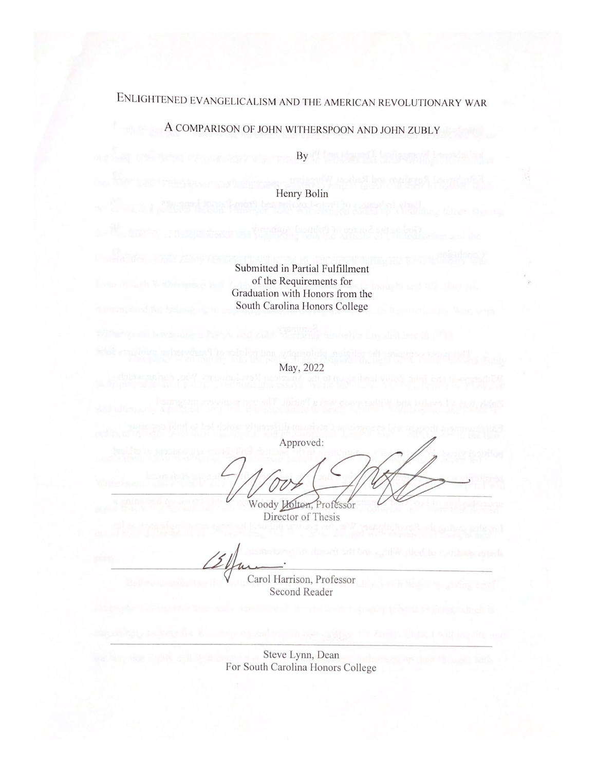# ENLIGHTENED EVANGELICALISM AND THE AMERICAN REVOLUTIONARY WAR

## A COMPARISON OF JOHN WITHERSPOON AND JOHN ZUBLY

By

Henry Bolin

Submitted in Partial Fulfillment
of the Requirements for
Graduation with Honors from the
South Carolina Honors College

May, 2022

Approved:

Woody Holton, Professor
Director of Thesis

Carol Harrison, Professor
Second Reader

Steve Lynn, Dean
For South Carolina Honors College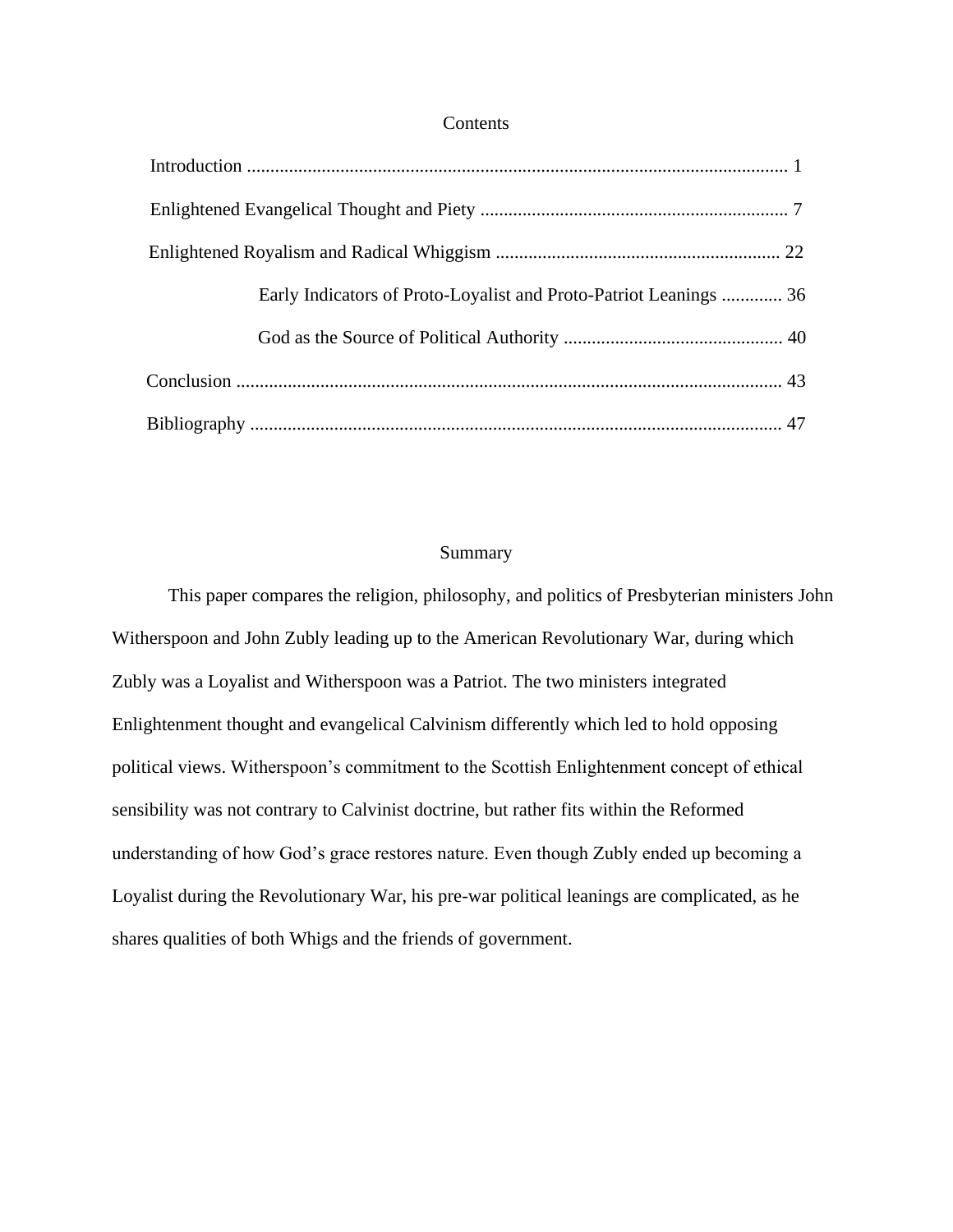## Contents

Introduction .................................................................................................................... 1

Enlightened Evangelical Thought and Piety .................................................................. 7

Enlightened Royalism and Radical Whiggism ............................................................. 22

- Early Indicators of Proto-Loyalist and Proto-Patriot Leanings ............. 36
- God as the Source of Political Authority ............................................... 40

Conclusion ..................................................................................................................... 43

Bibliography .................................................................................................................. 47

## Summary

This paper compares the religion, philosophy, and politics of Presbyterian ministers John Witherspoon and John Zubly leading up to the American Revolutionary War, during which Zubly was a Loyalist and Witherspoon was a Patriot. The two ministers integrated Enlightenment thought and evangelical Calvinism differently which led to hold opposing political views. Witherspoon's commitment to the Scottish Enlightenment concept of ethical sensibility was not contrary to Calvinist doctrine, but rather fits within the Reformed understanding of how God's grace restores nature. Even though Zubly ended up becoming a Loyalist during the Revolutionary War, his pre-war political leanings are complicated, as he shares qualities of both Whigs and the friends of government.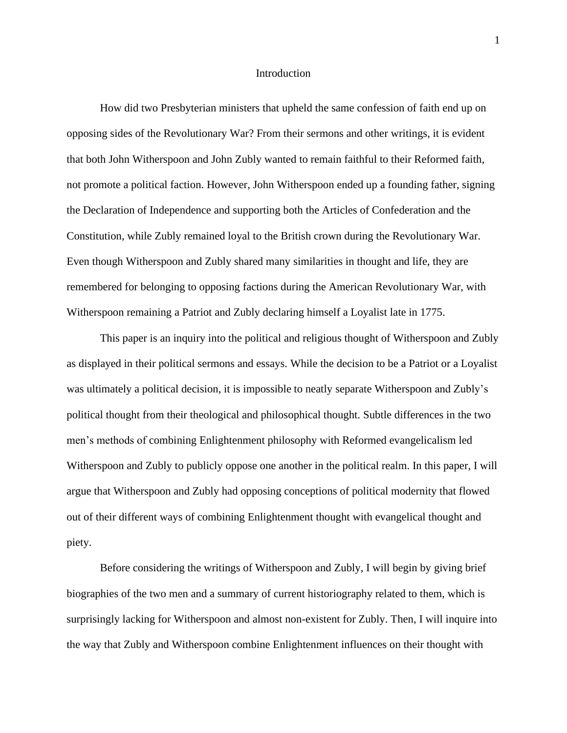# Introduction

How did two Presbyterian ministers that upheld the same confession of faith end up on opposing sides of the Revolutionary War? From their sermons and other writings, it is evident that both John Witherspoon and John Zubly wanted to remain faithful to their Reformed faith, not promote a political faction. However, John Witherspoon ended up a founding father, signing the Declaration of Independence and supporting both the Articles of Confederation and the Constitution, while Zubly remained loyal to the British crown during the Revolutionary War. Even though Witherspoon and Zubly shared many similarities in thought and life, they are remembered for belonging to opposing factions during the American Revolutionary War, with Witherspoon remaining a Patriot and Zubly declaring himself a Loyalist late in 1775.

This paper is an inquiry into the political and religious thought of Witherspoon and Zubly as displayed in their political sermons and essays. While the decision to be a Patriot or a Loyalist was ultimately a political decision, it is impossible to neatly separate Witherspoon and Zubly's political thought from their theological and philosophical thought. Subtle differences in the two men's methods of combining Enlightenment philosophy with Reformed evangelicalism led Witherspoon and Zubly to publicly oppose one another in the political realm. In this paper, I will argue that Witherspoon and Zubly had opposing conceptions of political modernity that flowed out of their different ways of combining Enlightenment thought with evangelical thought and piety.

Before considering the writings of Witherspoon and Zubly, I will begin by giving brief biographies of the two men and a summary of current historiography related to them, which is surprisingly lacking for Witherspoon and almost non-existent for Zubly. Then, I will inquire into the way that Zubly and Witherspoon combine Enlightenment influences on their thought with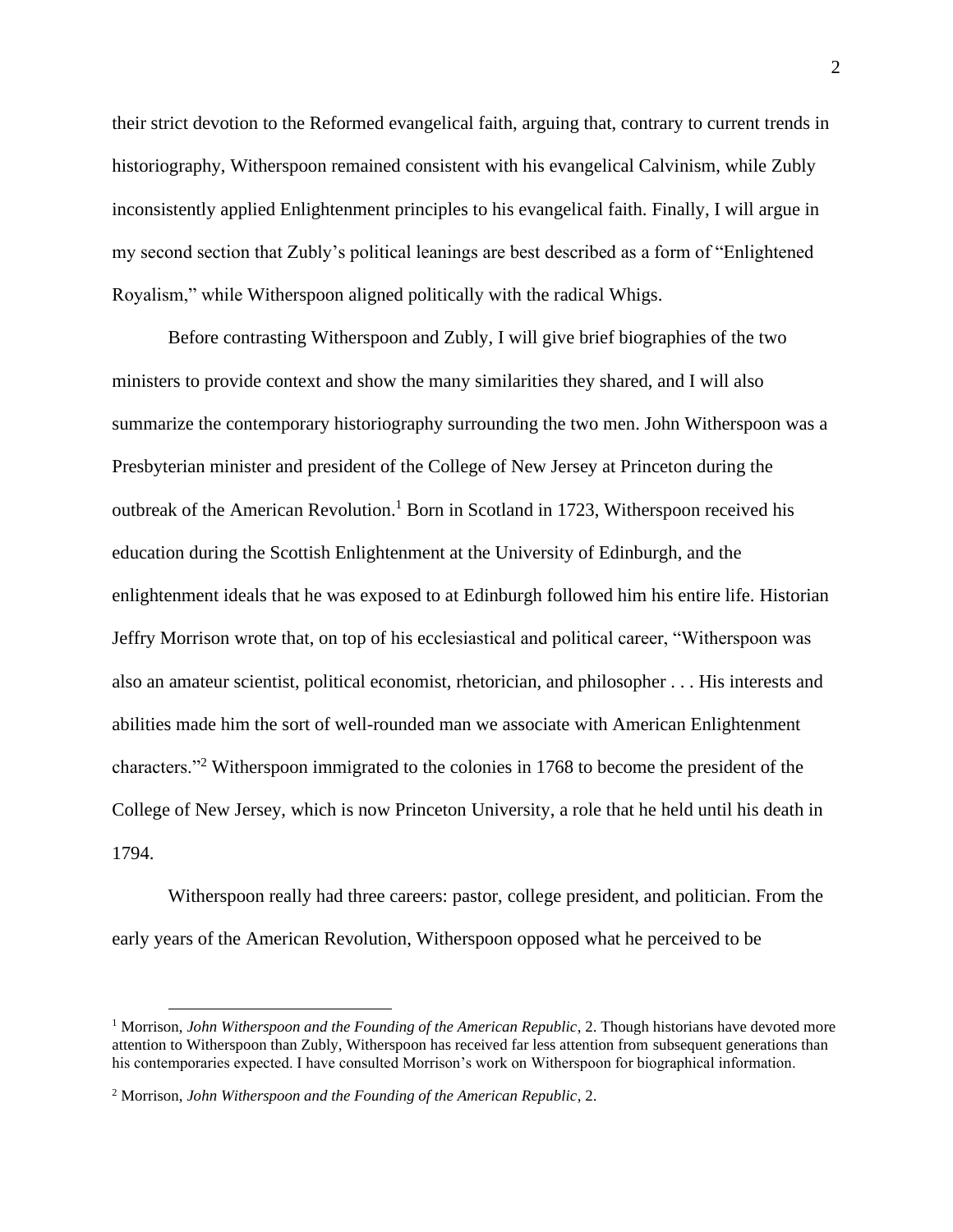their strict devotion to the Reformed evangelical faith, arguing that, contrary to current trends in historiography, Witherspoon remained consistent with his evangelical Calvinism, while Zubly inconsistently applied Enlightenment principles to his evangelical faith. Finally, I will argue in my second section that Zubly's political leanings are best described as a form of "Enlightened Royalism," while Witherspoon aligned politically with the radical Whigs.

Before contrasting Witherspoon and Zubly, I will give brief biographies of the two ministers to provide context and show the many similarities they shared, and I will also summarize the contemporary historiography surrounding the two men. John Witherspoon was a Presbyterian minister and president of the College of New Jersey at Princeton during the outbreak of the American Revolution.[1] Born in Scotland in 1723, Witherspoon received his education during the Scottish Enlightenment at the University of Edinburgh, and the enlightenment ideals that he was exposed to at Edinburgh followed him his entire life. Historian Jeffry Morrison wrote that, on top of his ecclesiastical and political career, "Witherspoon was also an amateur scientist, political economist, rhetorician, and philosopher . . . His interests and abilities made him the sort of well-rounded man we associate with American Enlightenment characters."[2] Witherspoon immigrated to the colonies in 1768 to become the president of the College of New Jersey, which is now Princeton University, a role that he held until his death in 1794.

Witherspoon really had three careers: pastor, college president, and politician. From the early years of the American Revolution, Witherspoon opposed what he perceived to be

---

[1] Morrison, *John Witherspoon and the Founding of the American Republic*, 2. Though historians have devoted more attention to Witherspoon than Zubly, Witherspoon has received far less attention from subsequent generations than his contemporaries expected. I have consulted Morrison's work on Witherspoon for biographical information.

[2] Morrison, *John Witherspoon and the Founding of the American Republic*, 2.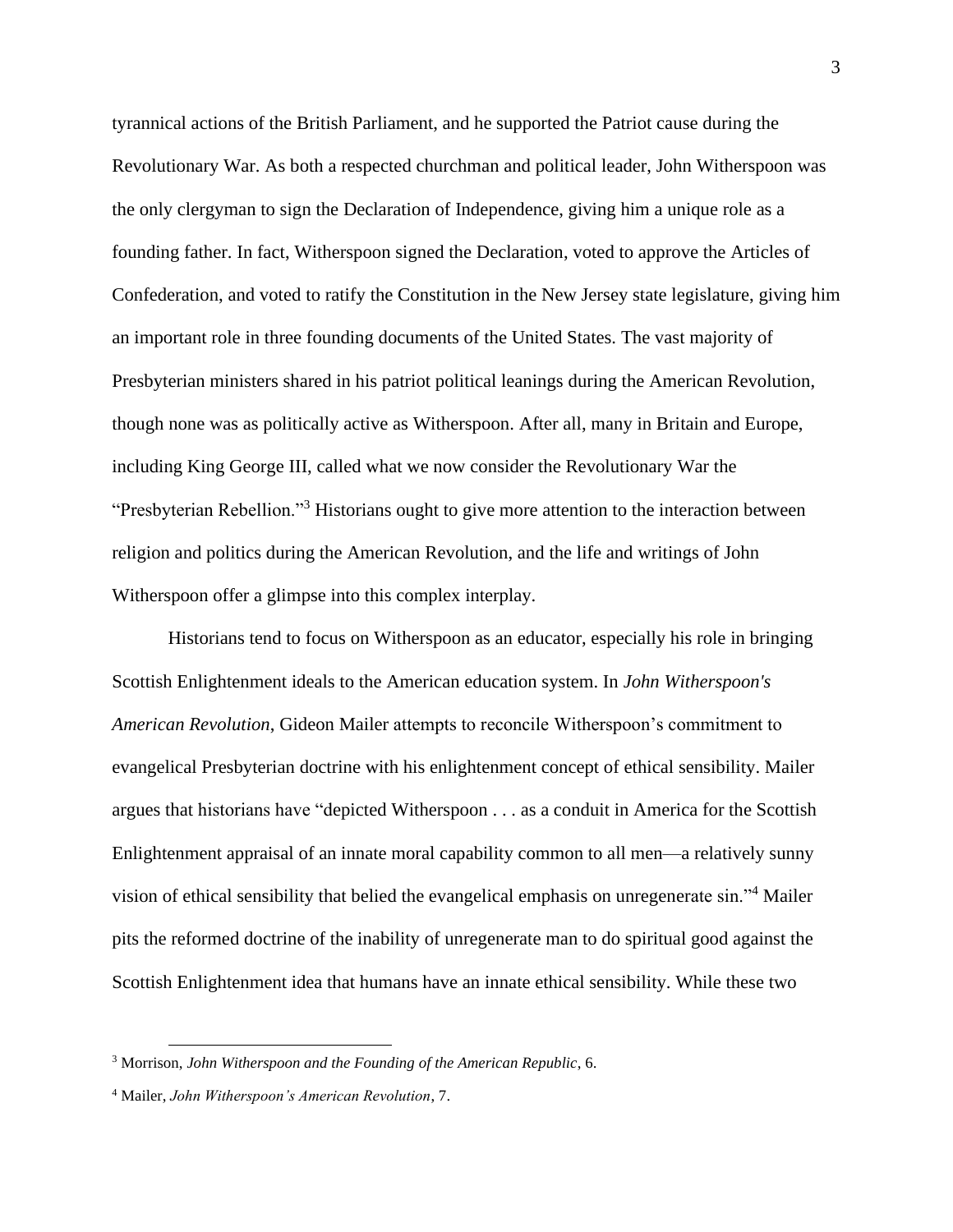tyrannical actions of the British Parliament, and he supported the Patriot cause during the Revolutionary War. As both a respected churchman and political leader, John Witherspoon was the only clergyman to sign the Declaration of Independence, giving him a unique role as a founding father. In fact, Witherspoon signed the Declaration, voted to approve the Articles of Confederation, and voted to ratify the Constitution in the New Jersey state legislature, giving him an important role in three founding documents of the United States. The vast majority of Presbyterian ministers shared in his patriot political leanings during the American Revolution, though none was as politically active as Witherspoon. After all, many in Britain and Europe, including King George III, called what we now consider the Revolutionary War the "Presbyterian Rebellion."[3] Historians ought to give more attention to the interaction between religion and politics during the American Revolution, and the life and writings of John Witherspoon offer a glimpse into this complex interplay.

Historians tend to focus on Witherspoon as an educator, especially his role in bringing Scottish Enlightenment ideals to the American education system. In *John Witherspoon's American Revolution*, Gideon Mailer attempts to reconcile Witherspoon's commitment to evangelical Presbyterian doctrine with his enlightenment concept of ethical sensibility. Mailer argues that historians have "depicted Witherspoon . . . as a conduit in America for the Scottish Enlightenment appraisal of an innate moral capability common to all men—a relatively sunny vision of ethical sensibility that belied the evangelical emphasis on unregenerate sin."[4] Mailer pits the reformed doctrine of the inability of unregenerate man to do spiritual good against the Scottish Enlightenment idea that humans have an innate ethical sensibility. While these two

[3] Morrison, *John Witherspoon and the Founding of the American Republic*, 6.

[4] Mailer, *John Witherspoon's American Revolution*, 7.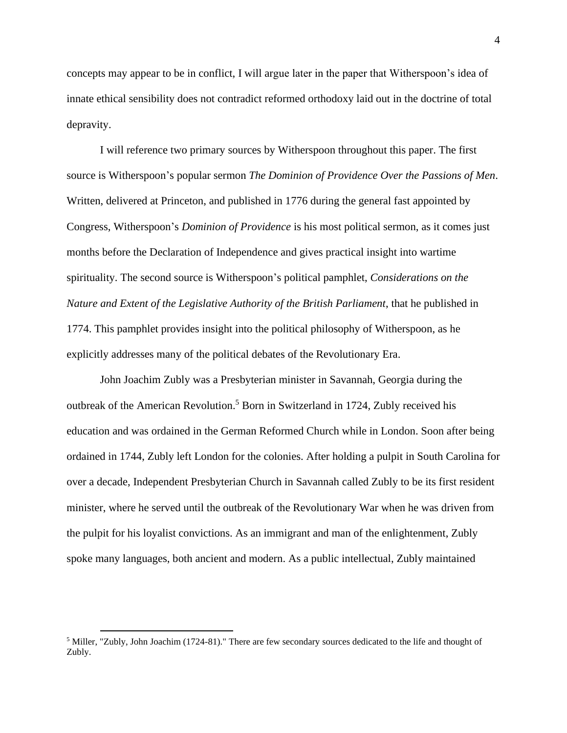concepts may appear to be in conflict, I will argue later in the paper that Witherspoon's idea of innate ethical sensibility does not contradict reformed orthodoxy laid out in the doctrine of total depravity.

I will reference two primary sources by Witherspoon throughout this paper. The first source is Witherspoon's popular sermon *The Dominion of Providence Over the Passions of Men*. Written, delivered at Princeton, and published in 1776 during the general fast appointed by Congress, Witherspoon's *Dominion of Providence* is his most political sermon, as it comes just months before the Declaration of Independence and gives practical insight into wartime spirituality. The second source is Witherspoon's political pamphlet, *Considerations on the Nature and Extent of the Legislative Authority of the British Parliament*, that he published in 1774. This pamphlet provides insight into the political philosophy of Witherspoon, as he explicitly addresses many of the political debates of the Revolutionary Era.

John Joachim Zubly was a Presbyterian minister in Savannah, Georgia during the outbreak of the American Revolution.[5] Born in Switzerland in 1724, Zubly received his education and was ordained in the German Reformed Church while in London. Soon after being ordained in 1744, Zubly left London for the colonies. After holding a pulpit in South Carolina for over a decade, Independent Presbyterian Church in Savannah called Zubly to be its first resident minister, where he served until the outbreak of the Revolutionary War when he was driven from the pulpit for his loyalist convictions. As an immigrant and man of the enlightenment, Zubly spoke many languages, both ancient and modern. As a public intellectual, Zubly maintained

[5] Miller, "Zubly, John Joachim (1724-81)." There are few secondary sources dedicated to the life and thought of Zubly.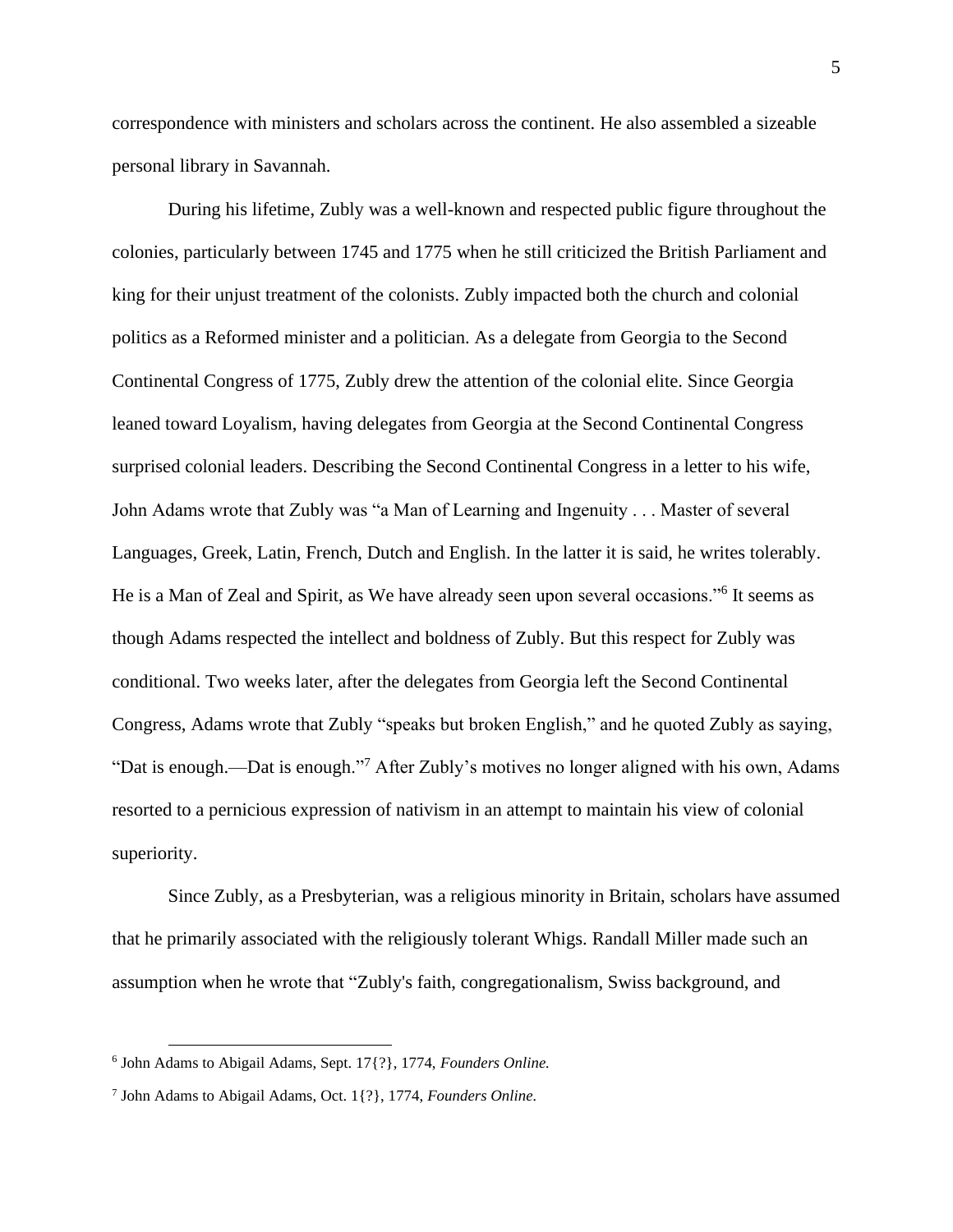correspondence with ministers and scholars across the continent. He also assembled a sizeable personal library in Savannah.

During his lifetime, Zubly was a well-known and respected public figure throughout the colonies, particularly between 1745 and 1775 when he still criticized the British Parliament and king for their unjust treatment of the colonists. Zubly impacted both the church and colonial politics as a Reformed minister and a politician. As a delegate from Georgia to the Second Continental Congress of 1775, Zubly drew the attention of the colonial elite. Since Georgia leaned toward Loyalism, having delegates from Georgia at the Second Continental Congress surprised colonial leaders. Describing the Second Continental Congress in a letter to his wife, John Adams wrote that Zubly was "a Man of Learning and Ingenuity . . . Master of several Languages, Greek, Latin, French, Dutch and English. In the latter it is said, he writes tolerably. He is a Man of Zeal and Spirit, as We have already seen upon several occasions."[6] It seems as though Adams respected the intellect and boldness of Zubly. But this respect for Zubly was conditional. Two weeks later, after the delegates from Georgia left the Second Continental Congress, Adams wrote that Zubly "speaks but broken English," and he quoted Zubly as saying, "Dat is enough.—Dat is enough."[7] After Zubly's motives no longer aligned with his own, Adams resorted to a pernicious expression of nativism in an attempt to maintain his view of colonial superiority.

Since Zubly, as a Presbyterian, was a religious minority in Britain, scholars have assumed that he primarily associated with the religiously tolerant Whigs. Randall Miller made such an assumption when he wrote that "Zubly's faith, congregationalism, Swiss background, and

---

[6] John Adams to Abigail Adams, Sept. 17{?}, 1774, *Founders Online.*

[7] John Adams to Abigail Adams, Oct. 1{?}, 1774, *Founders Online.*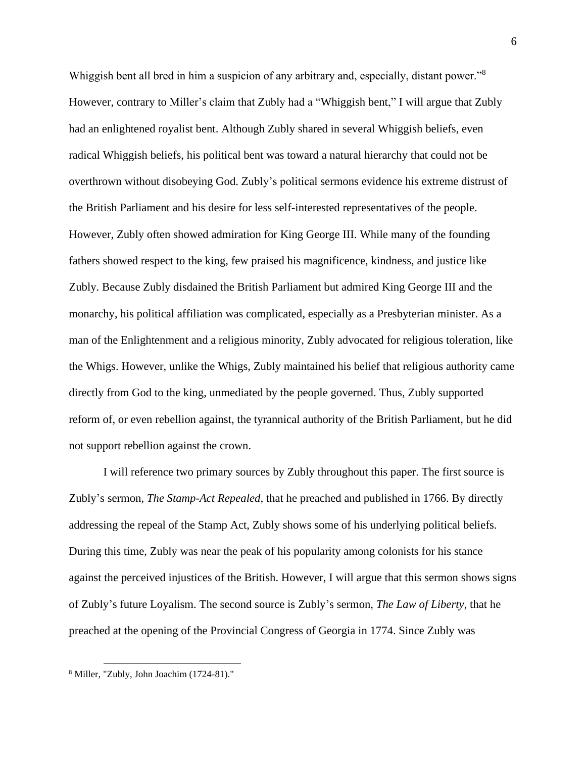Whiggish bent all bred in him a suspicion of any arbitrary and, especially, distant power."[8] However, contrary to Miller's claim that Zubly had a "Whiggish bent," I will argue that Zubly had an enlightened royalist bent. Although Zubly shared in several Whiggish beliefs, even radical Whiggish beliefs, his political bent was toward a natural hierarchy that could not be overthrown without disobeying God. Zubly's political sermons evidence his extreme distrust of the British Parliament and his desire for less self-interested representatives of the people. However, Zubly often showed admiration for King George III. While many of the founding fathers showed respect to the king, few praised his magnificence, kindness, and justice like Zubly. Because Zubly disdained the British Parliament but admired King George III and the monarchy, his political affiliation was complicated, especially as a Presbyterian minister. As a man of the Enlightenment and a religious minority, Zubly advocated for religious toleration, like the Whigs. However, unlike the Whigs, Zubly maintained his belief that religious authority came directly from God to the king, unmediated by the people governed. Thus, Zubly supported reform of, or even rebellion against, the tyrannical authority of the British Parliament, but he did not support rebellion against the crown.

I will reference two primary sources by Zubly throughout this paper. The first source is Zubly's sermon, *The Stamp-Act Repealed*, that he preached and published in 1766. By directly addressing the repeal of the Stamp Act, Zubly shows some of his underlying political beliefs. During this time, Zubly was near the peak of his popularity among colonists for his stance against the perceived injustices of the British. However, I will argue that this sermon shows signs of Zubly's future Loyalism. The second source is Zubly's sermon, *The Law of Liberty*, that he preached at the opening of the Provincial Congress of Georgia in 1774. Since Zubly was

[8] Miller, "Zubly, John Joachim (1724-81)."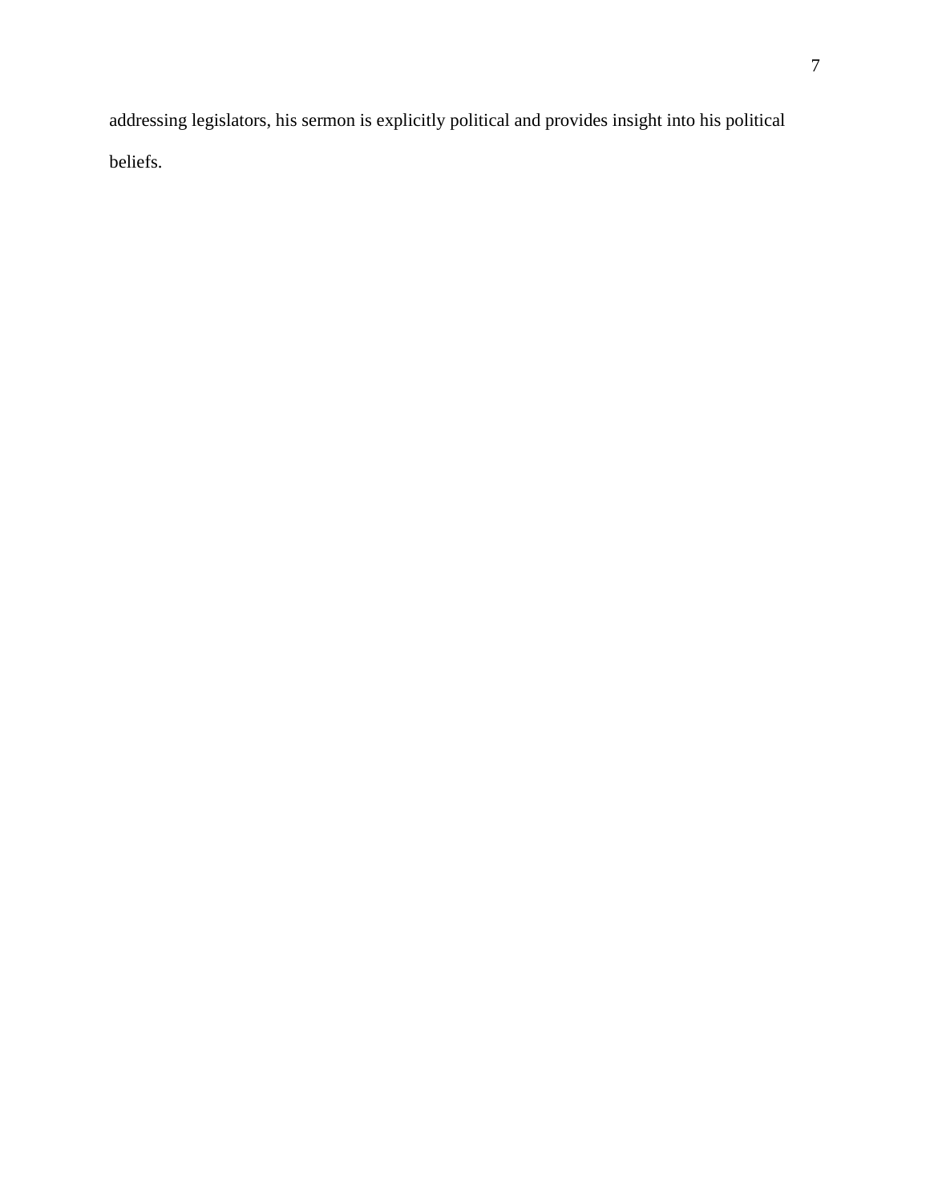addressing legislators, his sermon is explicitly political and provides insight into his political beliefs.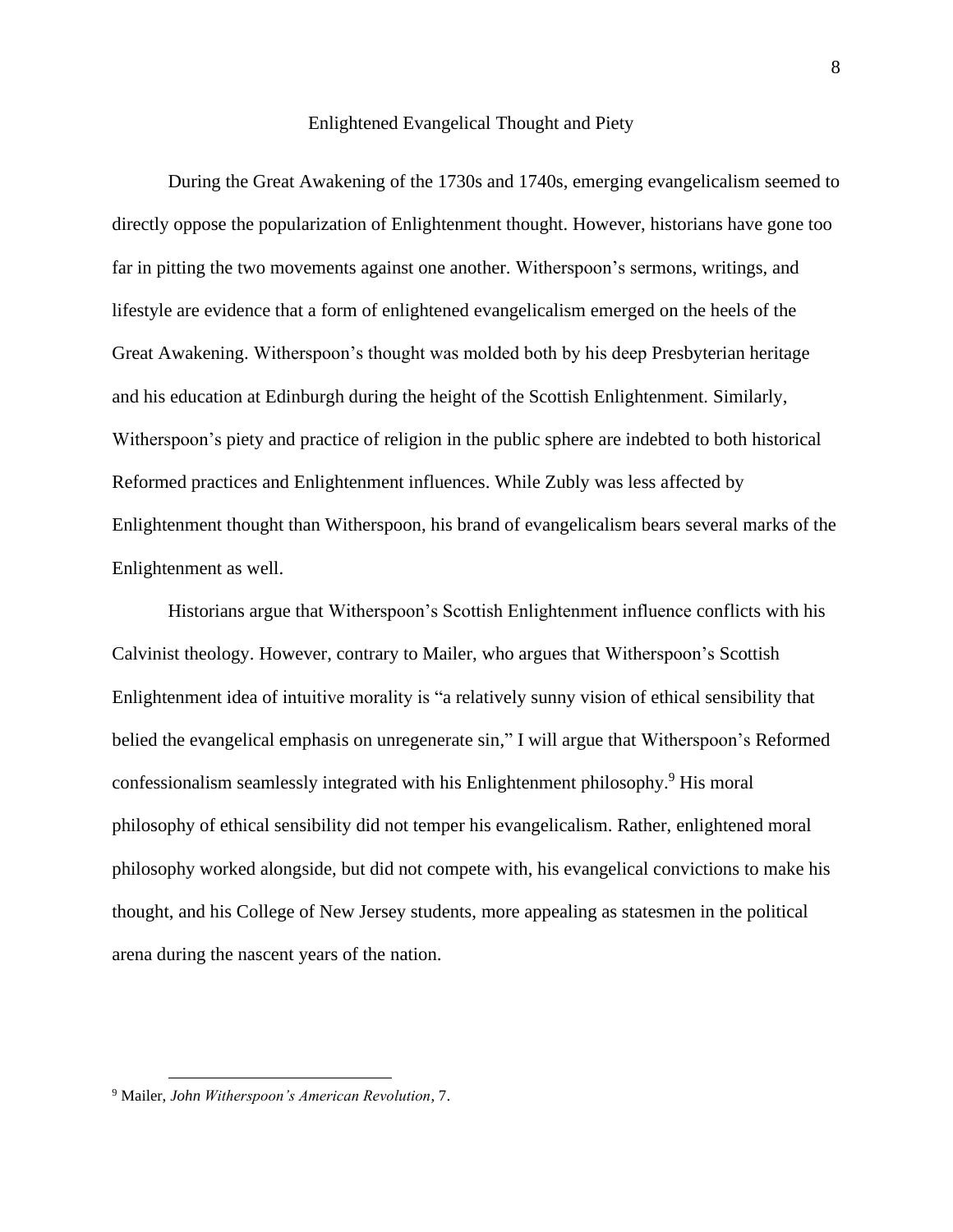## Enlightened Evangelical Thought and Piety

During the Great Awakening of the 1730s and 1740s, emerging evangelicalism seemed to directly oppose the popularization of Enlightenment thought. However, historians have gone too far in pitting the two movements against one another. Witherspoon's sermons, writings, and lifestyle are evidence that a form of enlightened evangelicalism emerged on the heels of the Great Awakening. Witherspoon's thought was molded both by his deep Presbyterian heritage and his education at Edinburgh during the height of the Scottish Enlightenment. Similarly, Witherspoon's piety and practice of religion in the public sphere are indebted to both historical Reformed practices and Enlightenment influences. While Zubly was less affected by Enlightenment thought than Witherspoon, his brand of evangelicalism bears several marks of the Enlightenment as well.

Historians argue that Witherspoon's Scottish Enlightenment influence conflicts with his Calvinist theology. However, contrary to Mailer, who argues that Witherspoon's Scottish Enlightenment idea of intuitive morality is "a relatively sunny vision of ethical sensibility that belied the evangelical emphasis on unregenerate sin," I will argue that Witherspoon's Reformed confessionalism seamlessly integrated with his Enlightenment philosophy.[9] His moral philosophy of ethical sensibility did not temper his evangelicalism. Rather, enlightened moral philosophy worked alongside, but did not compete with, his evangelical convictions to make his thought, and his College of New Jersey students, more appealing as statesmen in the political arena during the nascent years of the nation.

---

[9] Mailer, *John Witherspoon's American Revolution*, 7.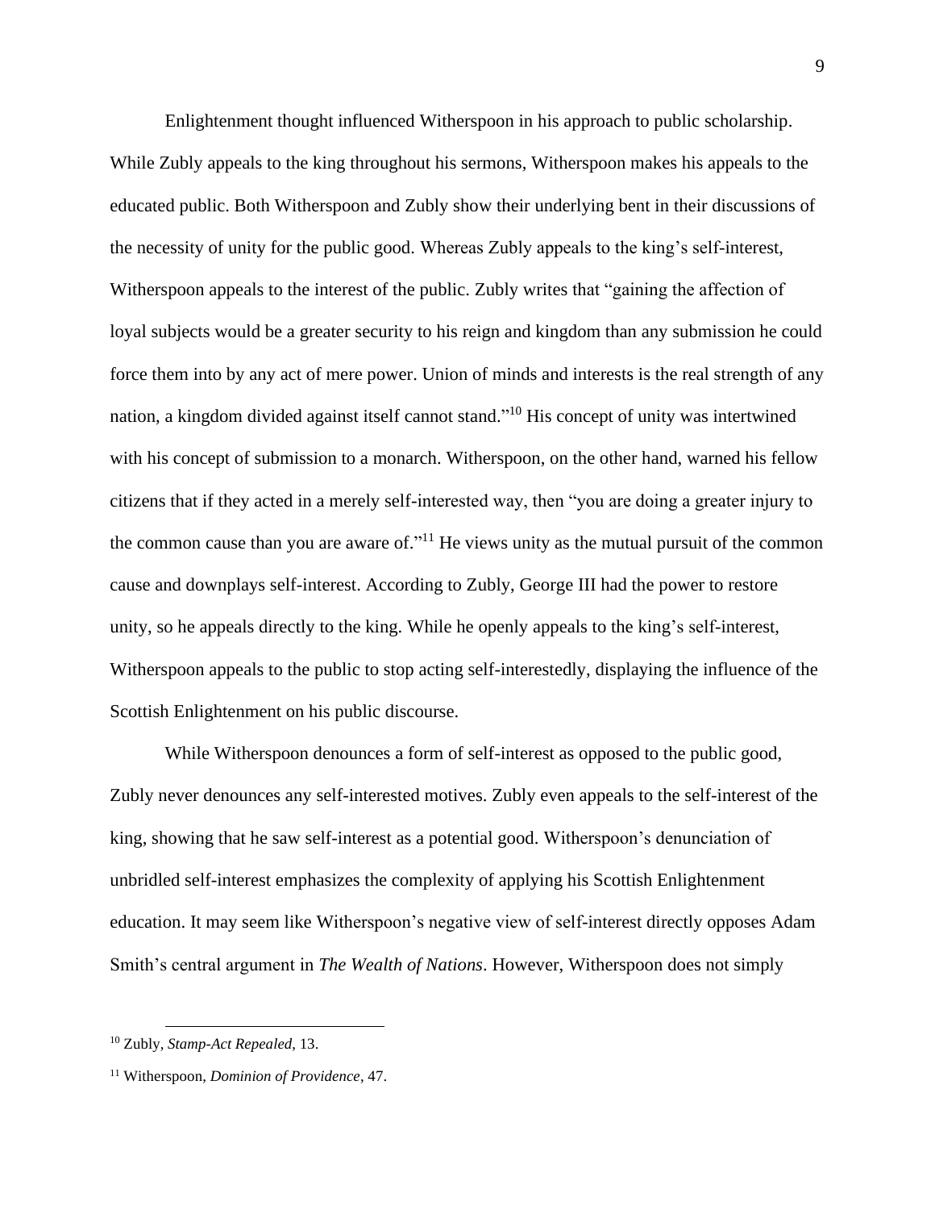Enlightenment thought influenced Witherspoon in his approach to public scholarship. While Zubly appeals to the king throughout his sermons, Witherspoon makes his appeals to the educated public. Both Witherspoon and Zubly show their underlying bent in their discussions of the necessity of unity for the public good. Whereas Zubly appeals to the king's self-interest, Witherspoon appeals to the interest of the public. Zubly writes that "gaining the affection of loyal subjects would be a greater security to his reign and kingdom than any submission he could force them into by any act of mere power. Union of minds and interests is the real strength of any nation, a kingdom divided against itself cannot stand."[10] His concept of unity was intertwined with his concept of submission to a monarch. Witherspoon, on the other hand, warned his fellow citizens that if they acted in a merely self-interested way, then "you are doing a greater injury to the common cause than you are aware of."[11] He views unity as the mutual pursuit of the common cause and downplays self-interest. According to Zubly, George III had the power to restore unity, so he appeals directly to the king. While he openly appeals to the king's self-interest, Witherspoon appeals to the public to stop acting self-interestedly, displaying the influence of the Scottish Enlightenment on his public discourse.

While Witherspoon denounces a form of self-interest as opposed to the public good, Zubly never denounces any self-interested motives. Zubly even appeals to the self-interest of the king, showing that he saw self-interest as a potential good. Witherspoon's denunciation of unbridled self-interest emphasizes the complexity of applying his Scottish Enlightenment education. It may seem like Witherspoon's negative view of self-interest directly opposes Adam Smith's central argument in *The Wealth of Nations*. However, Witherspoon does not simply

[10] Zubly, *Stamp-Act Repealed*, 13.

[11] Witherspoon, *Dominion of Providence*, 47.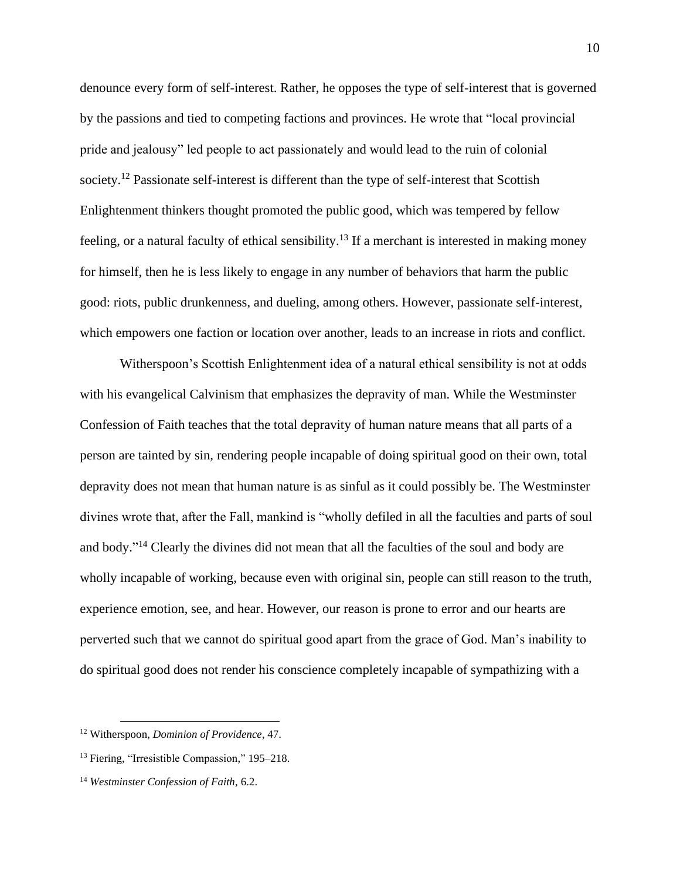denounce every form of self-interest. Rather, he opposes the type of self-interest that is governed by the passions and tied to competing factions and provinces. He wrote that "local provincial pride and jealousy" led people to act passionately and would lead to the ruin of colonial society.[12] Passionate self-interest is different than the type of self-interest that Scottish Enlightenment thinkers thought promoted the public good, which was tempered by fellow feeling, or a natural faculty of ethical sensibility.[13] If a merchant is interested in making money for himself, then he is less likely to engage in any number of behaviors that harm the public good: riots, public drunkenness, and dueling, among others. However, passionate self-interest, which empowers one faction or location over another, leads to an increase in riots and conflict.

Witherspoon's Scottish Enlightenment idea of a natural ethical sensibility is not at odds with his evangelical Calvinism that emphasizes the depravity of man. While the Westminster Confession of Faith teaches that the total depravity of human nature means that all parts of a person are tainted by sin, rendering people incapable of doing spiritual good on their own, total depravity does not mean that human nature is as sinful as it could possibly be. The Westminster divines wrote that, after the Fall, mankind is "wholly defiled in all the faculties and parts of soul and body."[14] Clearly the divines did not mean that all the faculties of the soul and body are wholly incapable of working, because even with original sin, people can still reason to the truth, experience emotion, see, and hear. However, our reason is prone to error and our hearts are perverted such that we cannot do spiritual good apart from the grace of God. Man's inability to do spiritual good does not render his conscience completely incapable of sympathizing with a

---

[12] Witherspoon, *Dominion of Providence*, 47.

[13] Fiering, "Irresistible Compassion," 195–218.

[14] *Westminster Confession of Faith*, 6.2.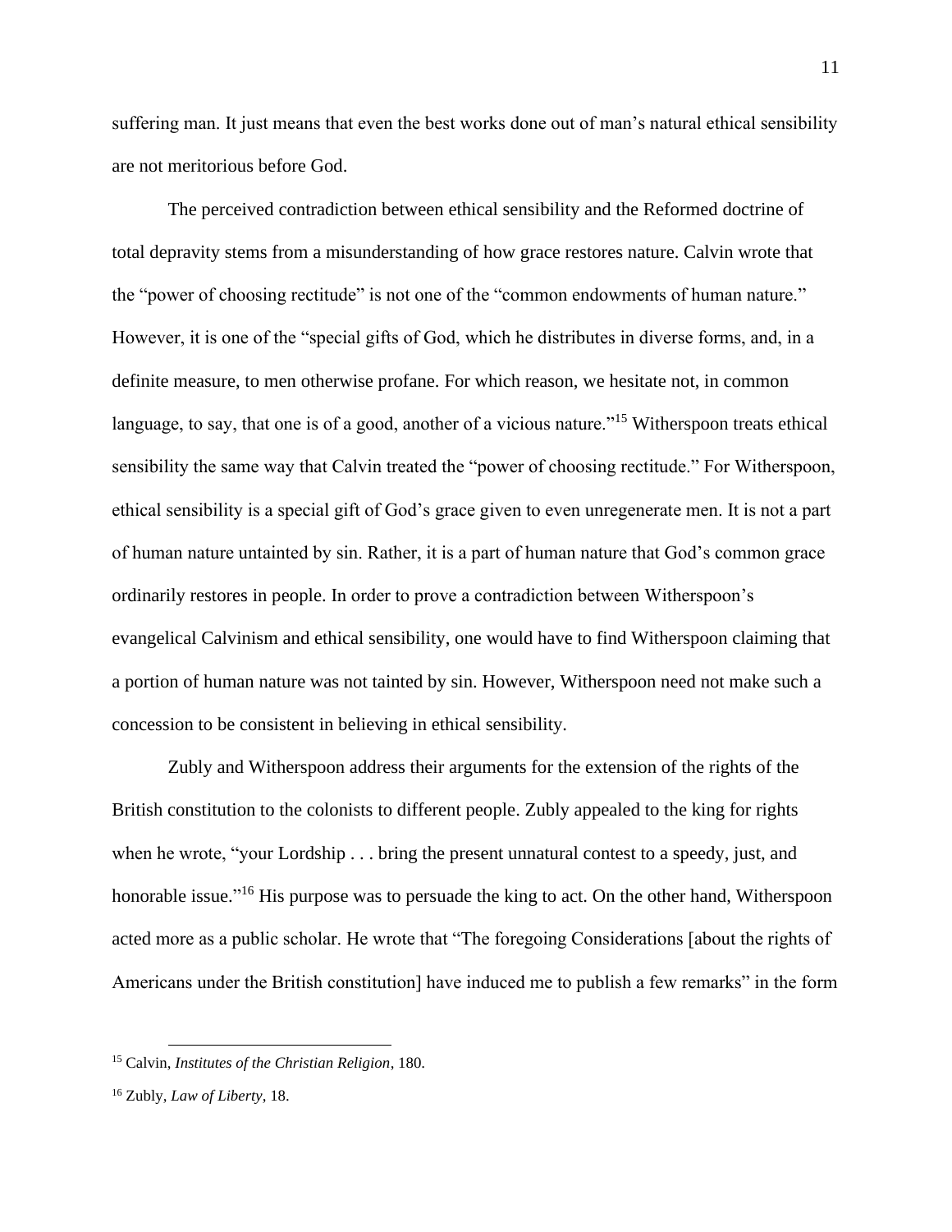suffering man. It just means that even the best works done out of man's natural ethical sensibility are not meritorious before God.

The perceived contradiction between ethical sensibility and the Reformed doctrine of total depravity stems from a misunderstanding of how grace restores nature. Calvin wrote that the "power of choosing rectitude" is not one of the "common endowments of human nature." However, it is one of the "special gifts of God, which he distributes in diverse forms, and, in a definite measure, to men otherwise profane. For which reason, we hesitate not, in common language, to say, that one is of a good, another of a vicious nature."[15] Witherspoon treats ethical sensibility the same way that Calvin treated the "power of choosing rectitude." For Witherspoon, ethical sensibility is a special gift of God's grace given to even unregenerate men. It is not a part of human nature untainted by sin. Rather, it is a part of human nature that God's common grace ordinarily restores in people. In order to prove a contradiction between Witherspoon's evangelical Calvinism and ethical sensibility, one would have to find Witherspoon claiming that a portion of human nature was not tainted by sin. However, Witherspoon need not make such a concession to be consistent in believing in ethical sensibility.

Zubly and Witherspoon address their arguments for the extension of the rights of the British constitution to the colonists to different people. Zubly appealed to the king for rights when he wrote, "your Lordship . . . bring the present unnatural contest to a speedy, just, and honorable issue."[16] His purpose was to persuade the king to act. On the other hand, Witherspoon acted more as a public scholar. He wrote that "The foregoing Considerations [about the rights of Americans under the British constitution] have induced me to publish a few remarks" in the form

---

[15] Calvin, *Institutes of the Christian Religion*, 180.

[16] Zubly, *Law of Liberty*, 18.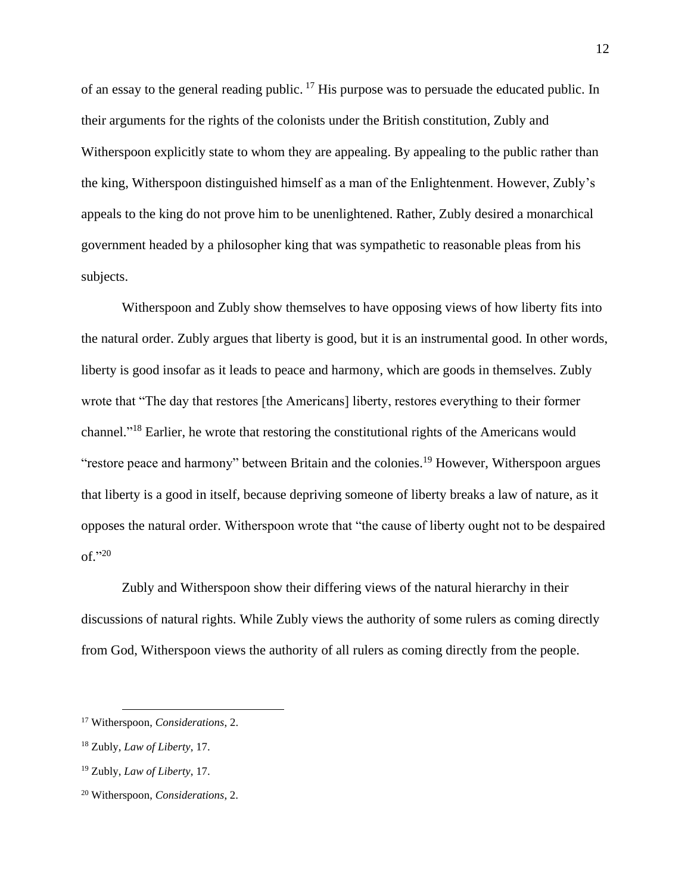of an essay to the general reading public. [17] His purpose was to persuade the educated public. In their arguments for the rights of the colonists under the British constitution, Zubly and Witherspoon explicitly state to whom they are appealing. By appealing to the public rather than the king, Witherspoon distinguished himself as a man of the Enlightenment. However, Zubly's appeals to the king do not prove him to be unenlightened. Rather, Zubly desired a monarchical government headed by a philosopher king that was sympathetic to reasonable pleas from his subjects.

Witherspoon and Zubly show themselves to have opposing views of how liberty fits into the natural order. Zubly argues that liberty is good, but it is an instrumental good. In other words, liberty is good insofar as it leads to peace and harmony, which are goods in themselves. Zubly wrote that "The day that restores [the Americans] liberty, restores everything to their former channel."[18] Earlier, he wrote that restoring the constitutional rights of the Americans would "restore peace and harmony" between Britain and the colonies.[19] However, Witherspoon argues that liberty is a good in itself, because depriving someone of liberty breaks a law of nature, as it opposes the natural order. Witherspoon wrote that "the cause of liberty ought not to be despaired of."[20]

Zubly and Witherspoon show their differing views of the natural hierarchy in their discussions of natural rights. While Zubly views the authority of some rulers as coming directly from God, Witherspoon views the authority of all rulers as coming directly from the people.

---

[17] Witherspoon, *Considerations*, 2.

[18] Zubly, *Law of Liberty*, 17.

[19] Zubly, *Law of Liberty*, 17.

[20] Witherspoon, *Considerations*, 2.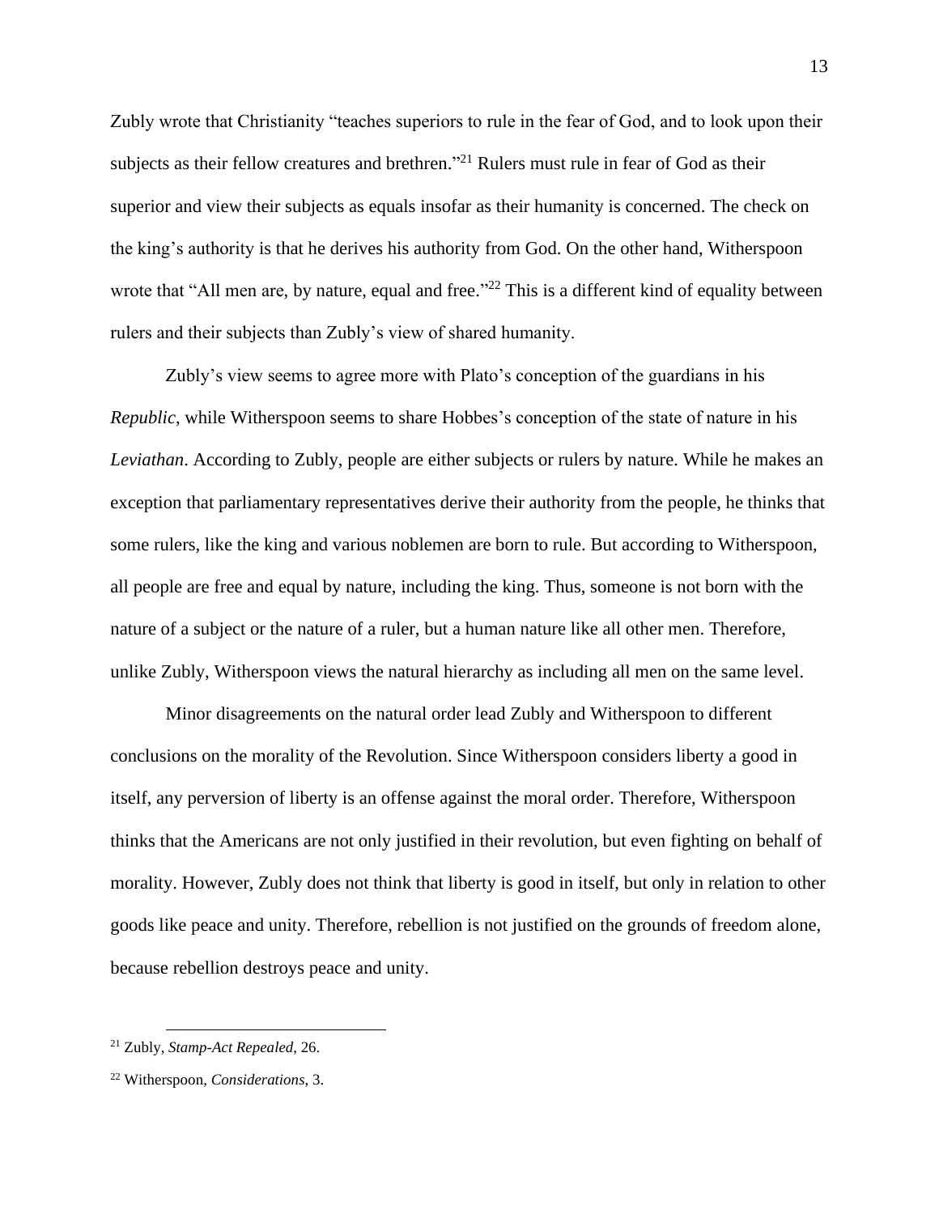Zubly wrote that Christianity "teaches superiors to rule in the fear of God, and to look upon their subjects as their fellow creatures and brethren."[21] Rulers must rule in fear of God as their superior and view their subjects as equals insofar as their humanity is concerned. The check on the king's authority is that he derives his authority from God. On the other hand, Witherspoon wrote that "All men are, by nature, equal and free."[22] This is a different kind of equality between rulers and their subjects than Zubly's view of shared humanity.

Zubly's view seems to agree more with Plato's conception of the guardians in his *Republic*, while Witherspoon seems to share Hobbes's conception of the state of nature in his *Leviathan*. According to Zubly, people are either subjects or rulers by nature. While he makes an exception that parliamentary representatives derive their authority from the people, he thinks that some rulers, like the king and various noblemen are born to rule. But according to Witherspoon, all people are free and equal by nature, including the king. Thus, someone is not born with the nature of a subject or the nature of a ruler, but a human nature like all other men. Therefore, unlike Zubly, Witherspoon views the natural hierarchy as including all men on the same level.

Minor disagreements on the natural order lead Zubly and Witherspoon to different conclusions on the morality of the Revolution. Since Witherspoon considers liberty a good in itself, any perversion of liberty is an offense against the moral order. Therefore, Witherspoon thinks that the Americans are not only justified in their revolution, but even fighting on behalf of morality. However, Zubly does not think that liberty is good in itself, but only in relation to other goods like peace and unity. Therefore, rebellion is not justified on the grounds of freedom alone, because rebellion destroys peace and unity.

---

[21] Zubly, *Stamp-Act Repealed*, 26.

[22] Witherspoon, *Considerations*, 3.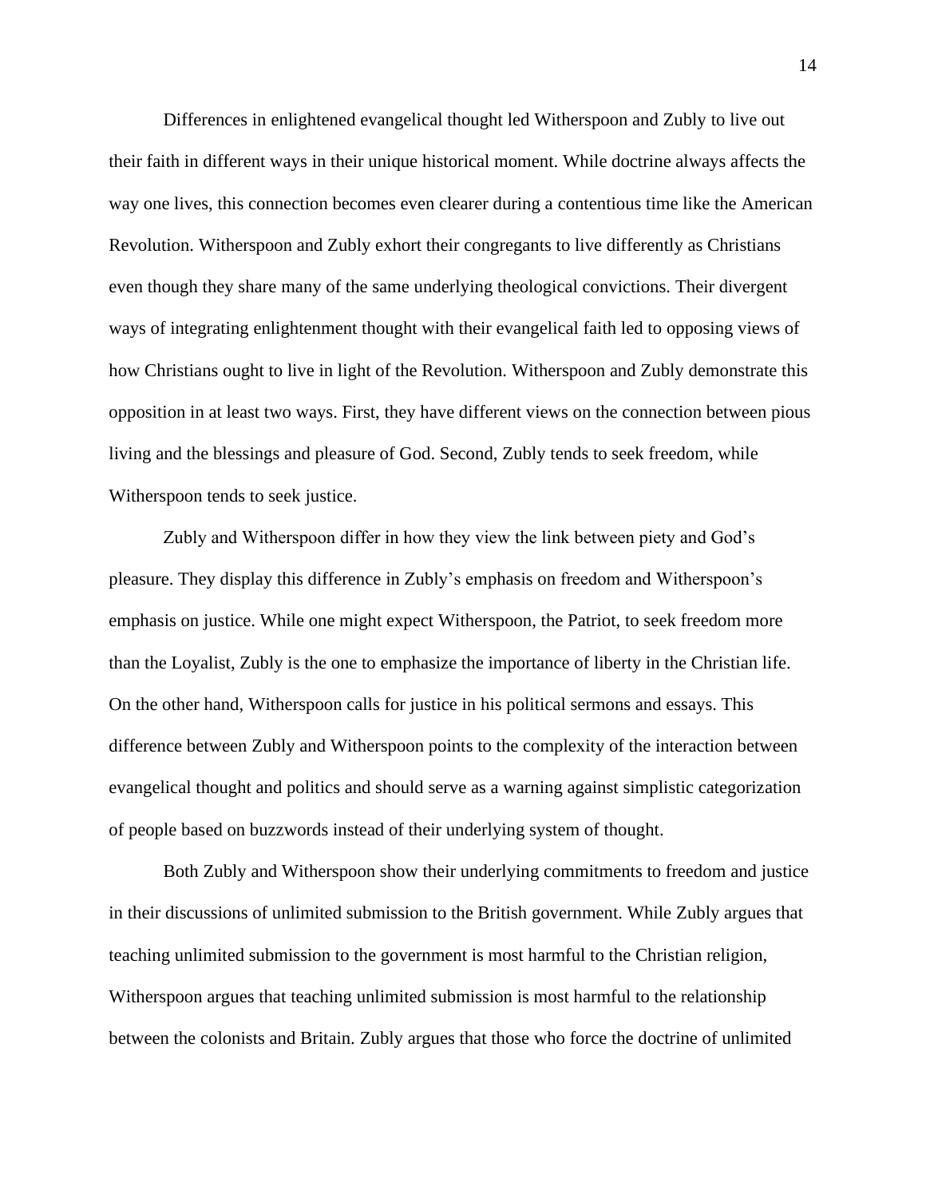Differences in enlightened evangelical thought led Witherspoon and Zubly to live out their faith in different ways in their unique historical moment. While doctrine always affects the way one lives, this connection becomes even clearer during a contentious time like the American Revolution. Witherspoon and Zubly exhort their congregants to live differently as Christians even though they share many of the same underlying theological convictions. Their divergent ways of integrating enlightenment thought with their evangelical faith led to opposing views of how Christians ought to live in light of the Revolution. Witherspoon and Zubly demonstrate this opposition in at least two ways. First, they have different views on the connection between pious living and the blessings and pleasure of God. Second, Zubly tends to seek freedom, while Witherspoon tends to seek justice.

Zubly and Witherspoon differ in how they view the link between piety and God's pleasure. They display this difference in Zubly's emphasis on freedom and Witherspoon's emphasis on justice. While one might expect Witherspoon, the Patriot, to seek freedom more than the Loyalist, Zubly is the one to emphasize the importance of liberty in the Christian life. On the other hand, Witherspoon calls for justice in his political sermons and essays. This difference between Zubly and Witherspoon points to the complexity of the interaction between evangelical thought and politics and should serve as a warning against simplistic categorization of people based on buzzwords instead of their underlying system of thought.

Both Zubly and Witherspoon show their underlying commitments to freedom and justice in their discussions of unlimited submission to the British government. While Zubly argues that teaching unlimited submission to the government is most harmful to the Christian religion, Witherspoon argues that teaching unlimited submission is most harmful to the relationship between the colonists and Britain. Zubly argues that those who force the doctrine of unlimited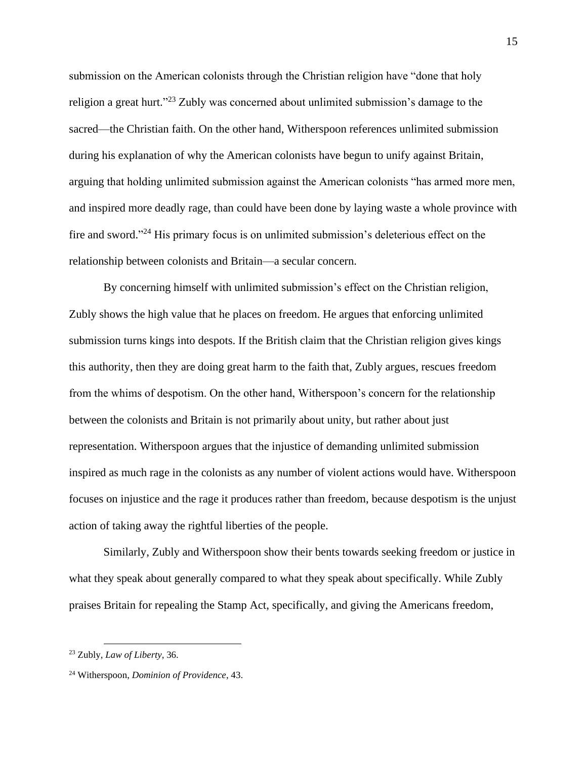submission on the American colonists through the Christian religion have "done that holy religion a great hurt."[23] Zubly was concerned about unlimited submission's damage to the sacred—the Christian faith. On the other hand, Witherspoon references unlimited submission during his explanation of why the American colonists have begun to unify against Britain, arguing that holding unlimited submission against the American colonists "has armed more men, and inspired more deadly rage, than could have been done by laying waste a whole province with fire and sword."[24] His primary focus is on unlimited submission's deleterious effect on the relationship between colonists and Britain—a secular concern.

By concerning himself with unlimited submission's effect on the Christian religion, Zubly shows the high value that he places on freedom. He argues that enforcing unlimited submission turns kings into despots. If the British claim that the Christian religion gives kings this authority, then they are doing great harm to the faith that, Zubly argues, rescues freedom from the whims of despotism. On the other hand, Witherspoon's concern for the relationship between the colonists and Britain is not primarily about unity, but rather about just representation. Witherspoon argues that the injustice of demanding unlimited submission inspired as much rage in the colonists as any number of violent actions would have. Witherspoon focuses on injustice and the rage it produces rather than freedom, because despotism is the unjust action of taking away the rightful liberties of the people.

Similarly, Zubly and Witherspoon show their bents towards seeking freedom or justice in what they speak about generally compared to what they speak about specifically. While Zubly praises Britain for repealing the Stamp Act, specifically, and giving the Americans freedom,

---

[23] Zubly, *Law of Liberty*, 36.

[24] Witherspoon, *Dominion of Providence*, 43.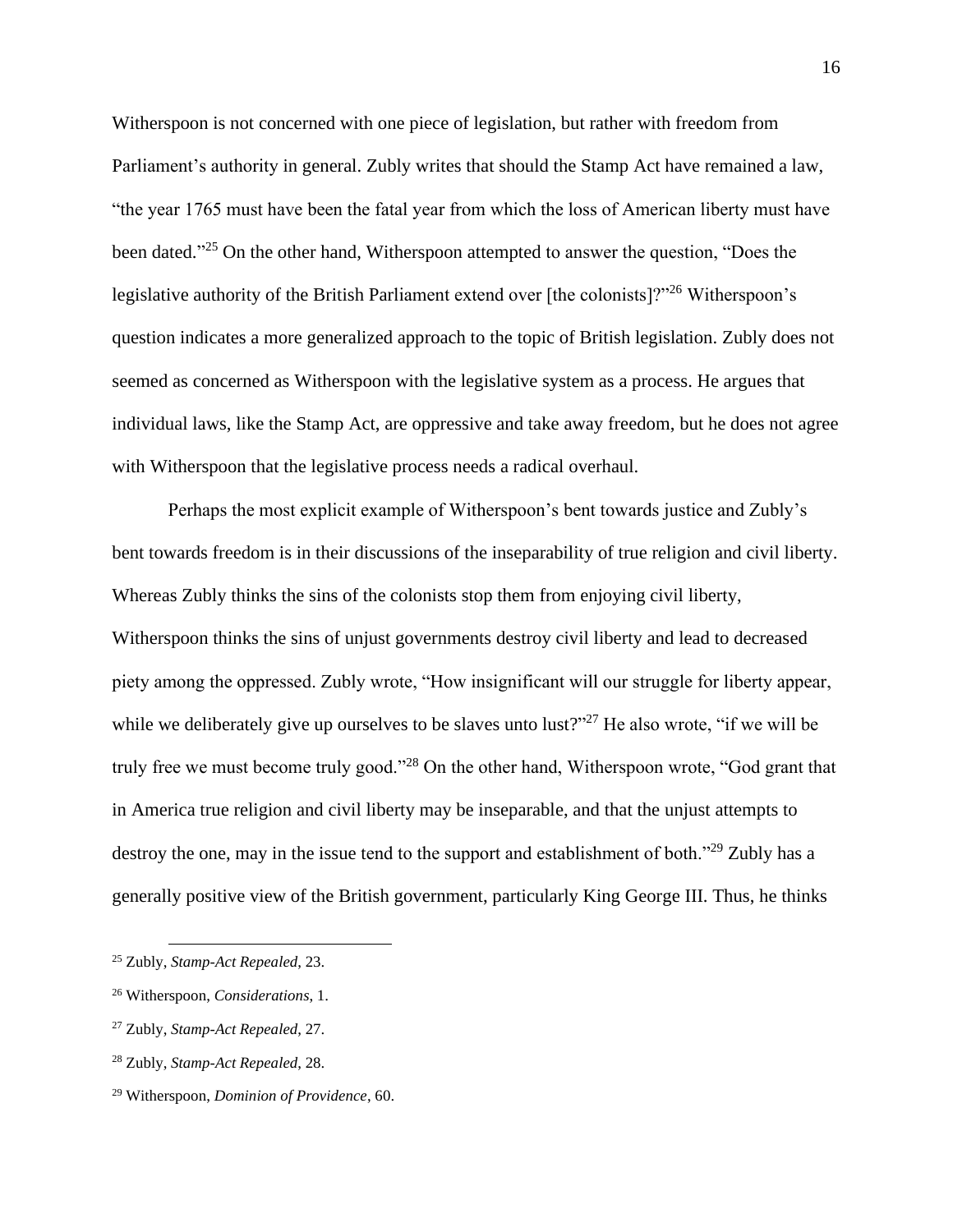Witherspoon is not concerned with one piece of legislation, but rather with freedom from Parliament's authority in general. Zubly writes that should the Stamp Act have remained a law, "the year 1765 must have been the fatal year from which the loss of American liberty must have been dated."[25] On the other hand, Witherspoon attempted to answer the question, "Does the legislative authority of the British Parliament extend over [the colonists]?"[26] Witherspoon's question indicates a more generalized approach to the topic of British legislation. Zubly does not seemed as concerned as Witherspoon with the legislative system as a process. He argues that individual laws, like the Stamp Act, are oppressive and take away freedom, but he does not agree with Witherspoon that the legislative process needs a radical overhaul.

Perhaps the most explicit example of Witherspoon's bent towards justice and Zubly's bent towards freedom is in their discussions of the inseparability of true religion and civil liberty. Whereas Zubly thinks the sins of the colonists stop them from enjoying civil liberty, Witherspoon thinks the sins of unjust governments destroy civil liberty and lead to decreased piety among the oppressed. Zubly wrote, "How insignificant will our struggle for liberty appear, while we deliberately give up ourselves to be slaves unto lust?"[27] He also wrote, "if we will be truly free we must become truly good."[28] On the other hand, Witherspoon wrote, "God grant that in America true religion and civil liberty may be inseparable, and that the unjust attempts to destroy the one, may in the issue tend to the support and establishment of both."[29] Zubly has a generally positive view of the British government, particularly King George III. Thus, he thinks

[25] Zubly, *Stamp-Act Repealed*, 23.

[26] Witherspoon, *Considerations*, 1.

[27] Zubly, *Stamp-Act Repealed*, 27.

[28] Zubly, *Stamp-Act Repealed*, 28.

[29] Witherspoon, *Dominion of Providence*, 60.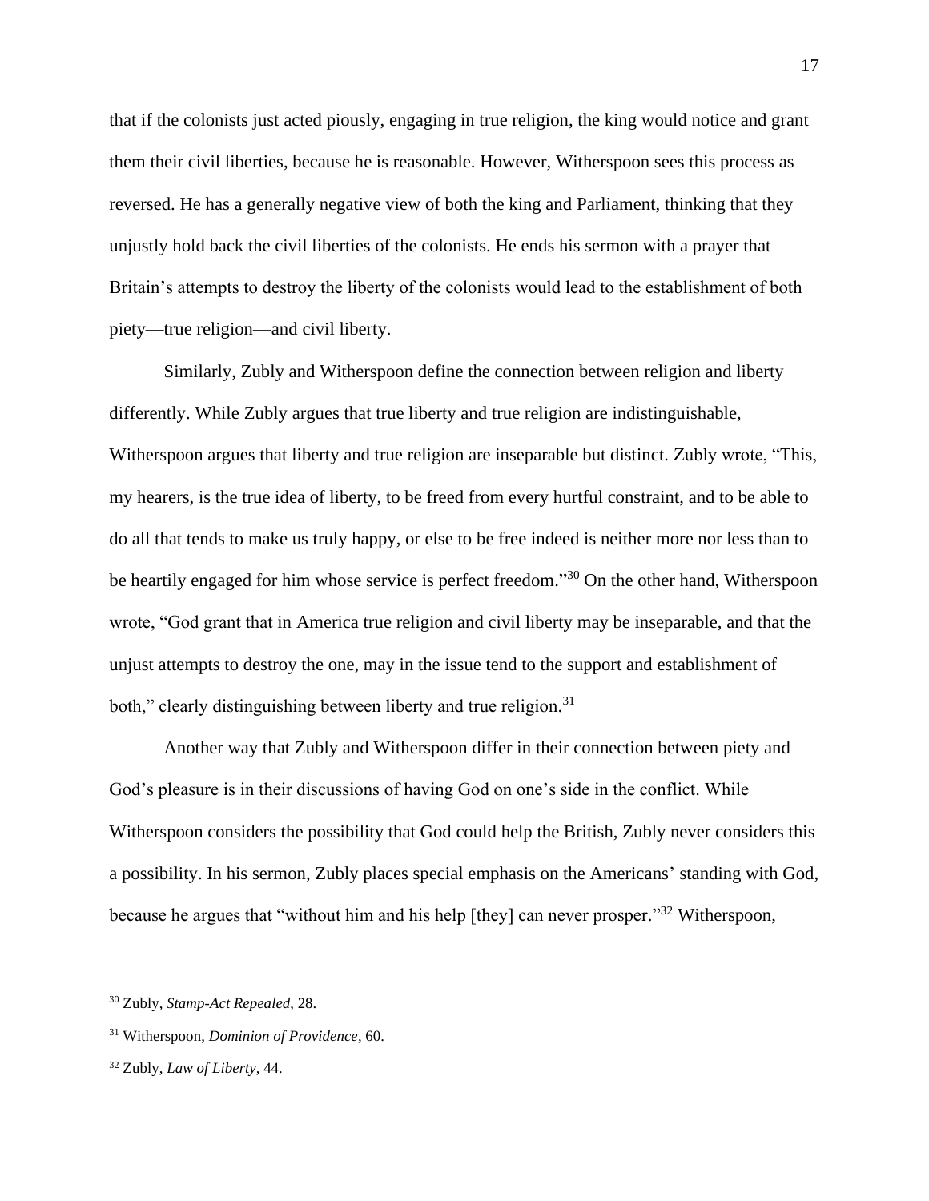that if the colonists just acted piously, engaging in true religion, the king would notice and grant them their civil liberties, because he is reasonable. However, Witherspoon sees this process as reversed. He has a generally negative view of both the king and Parliament, thinking that they unjustly hold back the civil liberties of the colonists. He ends his sermon with a prayer that Britain's attempts to destroy the liberty of the colonists would lead to the establishment of both piety—true religion—and civil liberty.

Similarly, Zubly and Witherspoon define the connection between religion and liberty differently. While Zubly argues that true liberty and true religion are indistinguishable, Witherspoon argues that liberty and true religion are inseparable but distinct. Zubly wrote, "This, my hearers, is the true idea of liberty, to be freed from every hurtful constraint, and to be able to do all that tends to make us truly happy, or else to be free indeed is neither more nor less than to be heartily engaged for him whose service is perfect freedom."[30] On the other hand, Witherspoon wrote, "God grant that in America true religion and civil liberty may be inseparable, and that the unjust attempts to destroy the one, may in the issue tend to the support and establishment of both," clearly distinguishing between liberty and true religion.[31]

Another way that Zubly and Witherspoon differ in their connection between piety and God's pleasure is in their discussions of having God on one's side in the conflict. While Witherspoon considers the possibility that God could help the British, Zubly never considers this a possibility. In his sermon, Zubly places special emphasis on the Americans' standing with God, because he argues that "without him and his help [they] can never prosper."[32] Witherspoon,

---

[30] Zubly, *Stamp-Act Repealed*, 28.

[31] Witherspoon, *Dominion of Providence*, 60.

[32] Zubly, *Law of Liberty*, 44.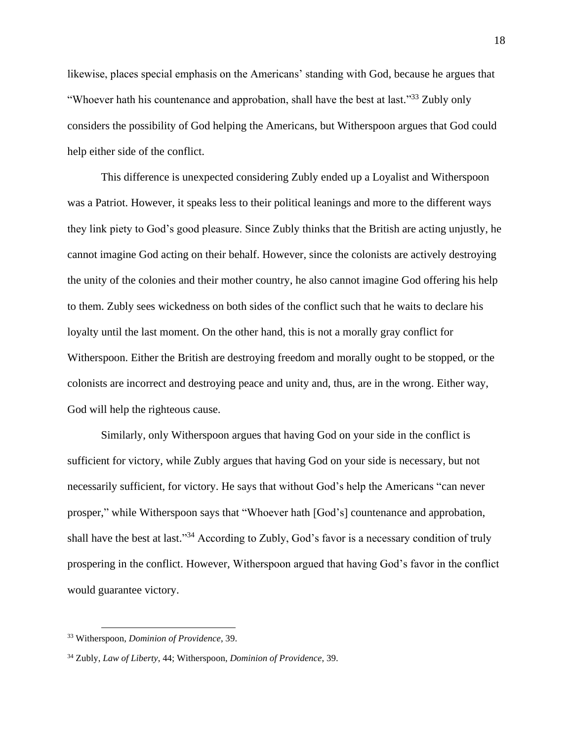likewise, places special emphasis on the Americans' standing with God, because he argues that "Whoever hath his countenance and approbation, shall have the best at last."[33] Zubly only considers the possibility of God helping the Americans, but Witherspoon argues that God could help either side of the conflict.

This difference is unexpected considering Zubly ended up a Loyalist and Witherspoon was a Patriot. However, it speaks less to their political leanings and more to the different ways they link piety to God's good pleasure. Since Zubly thinks that the British are acting unjustly, he cannot imagine God acting on their behalf. However, since the colonists are actively destroying the unity of the colonies and their mother country, he also cannot imagine God offering his help to them. Zubly sees wickedness on both sides of the conflict such that he waits to declare his loyalty until the last moment. On the other hand, this is not a morally gray conflict for Witherspoon. Either the British are destroying freedom and morally ought to be stopped, or the colonists are incorrect and destroying peace and unity and, thus, are in the wrong. Either way, God will help the righteous cause.

Similarly, only Witherspoon argues that having God on your side in the conflict is sufficient for victory, while Zubly argues that having God on your side is necessary, but not necessarily sufficient, for victory. He says that without God's help the Americans "can never prosper," while Witherspoon says that "Whoever hath [God's] countenance and approbation, shall have the best at last."[34] According to Zubly, God's favor is a necessary condition of truly prospering in the conflict. However, Witherspoon argued that having God's favor in the conflict would guarantee victory.

---

[33] Witherspoon, *Dominion of Providence*, 39.

[34] Zubly, *Law of Liberty*, 44; Witherspoon, *Dominion of Providence*, 39.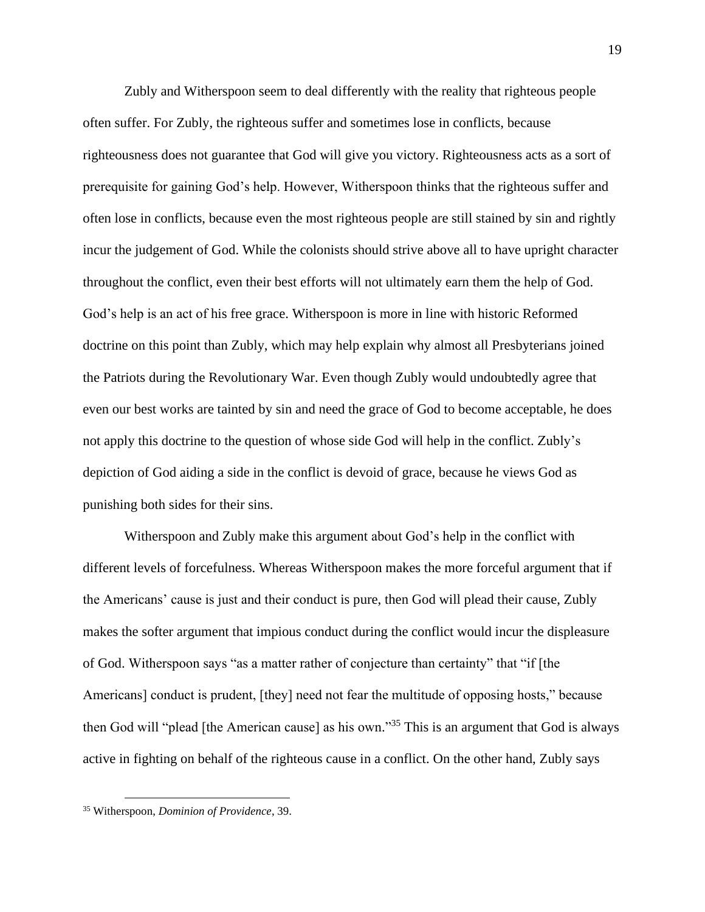Zubly and Witherspoon seem to deal differently with the reality that righteous people often suffer. For Zubly, the righteous suffer and sometimes lose in conflicts, because righteousness does not guarantee that God will give you victory. Righteousness acts as a sort of prerequisite for gaining God's help. However, Witherspoon thinks that the righteous suffer and often lose in conflicts, because even the most righteous people are still stained by sin and rightly incur the judgement of God. While the colonists should strive above all to have upright character throughout the conflict, even their best efforts will not ultimately earn them the help of God. God's help is an act of his free grace. Witherspoon is more in line with historic Reformed doctrine on this point than Zubly, which may help explain why almost all Presbyterians joined the Patriots during the Revolutionary War. Even though Zubly would undoubtedly agree that even our best works are tainted by sin and need the grace of God to become acceptable, he does not apply this doctrine to the question of whose side God will help in the conflict. Zubly's depiction of God aiding a side in the conflict is devoid of grace, because he views God as punishing both sides for their sins.

Witherspoon and Zubly make this argument about God's help in the conflict with different levels of forcefulness. Whereas Witherspoon makes the more forceful argument that if the Americans' cause is just and their conduct is pure, then God will plead their cause, Zubly makes the softer argument that impious conduct during the conflict would incur the displeasure of God. Witherspoon says "as a matter rather of conjecture than certainty" that "if [the Americans] conduct is prudent, [they] need not fear the multitude of opposing hosts," because then God will "plead [the American cause] as his own."[35] This is an argument that God is always active in fighting on behalf of the righteous cause in a conflict. On the other hand, Zubly says

[35] Witherspoon, *Dominion of Providence*, 39.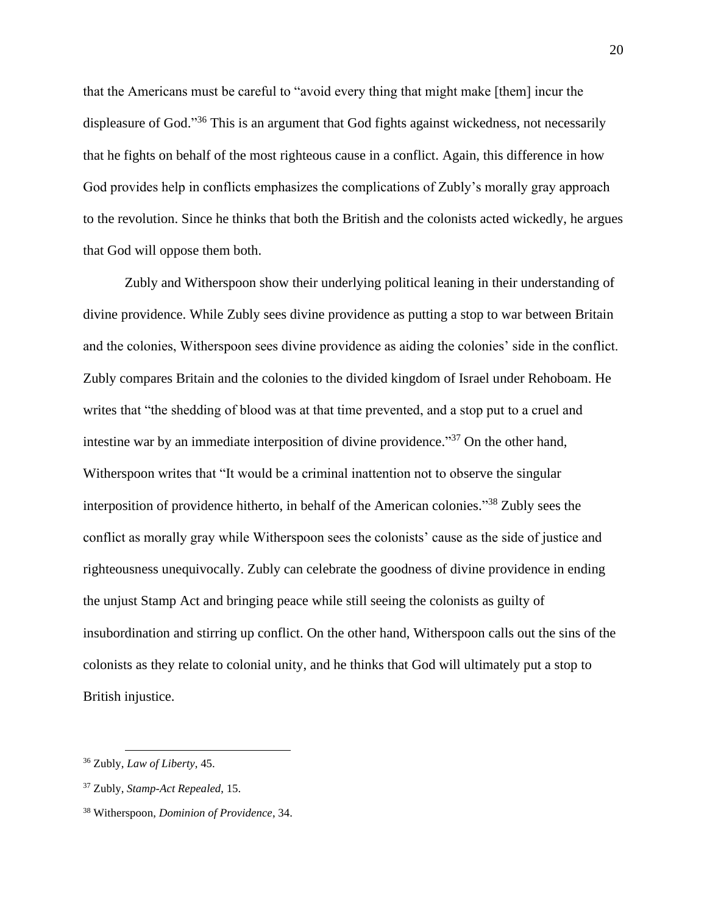that the Americans must be careful to "avoid every thing that might make [them] incur the displeasure of God."[36] This is an argument that God fights against wickedness, not necessarily that he fights on behalf of the most righteous cause in a conflict. Again, this difference in how God provides help in conflicts emphasizes the complications of Zubly's morally gray approach to the revolution. Since he thinks that both the British and the colonists acted wickedly, he argues that God will oppose them both.

Zubly and Witherspoon show their underlying political leaning in their understanding of divine providence. While Zubly sees divine providence as putting a stop to war between Britain and the colonies, Witherspoon sees divine providence as aiding the colonies' side in the conflict. Zubly compares Britain and the colonies to the divided kingdom of Israel under Rehoboam. He writes that "the shedding of blood was at that time prevented, and a stop put to a cruel and intestine war by an immediate interposition of divine providence."[37] On the other hand, Witherspoon writes that "It would be a criminal inattention not to observe the singular interposition of providence hitherto, in behalf of the American colonies."[38] Zubly sees the conflict as morally gray while Witherspoon sees the colonists' cause as the side of justice and righteousness unequivocally. Zubly can celebrate the goodness of divine providence in ending the unjust Stamp Act and bringing peace while still seeing the colonists as guilty of insubordination and stirring up conflict. On the other hand, Witherspoon calls out the sins of the colonists as they relate to colonial unity, and he thinks that God will ultimately put a stop to British injustice.

---

[36] Zubly, *Law of Liberty*, 45.

[37] Zubly, *Stamp-Act Repealed*, 15.

[38] Witherspoon, *Dominion of Providence*, 34.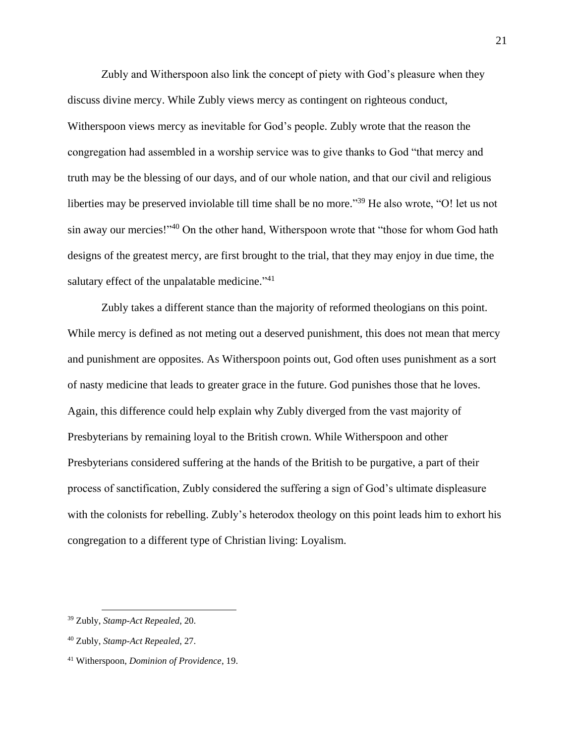Zubly and Witherspoon also link the concept of piety with God's pleasure when they discuss divine mercy. While Zubly views mercy as contingent on righteous conduct, Witherspoon views mercy as inevitable for God's people. Zubly wrote that the reason the congregation had assembled in a worship service was to give thanks to God "that mercy and truth may be the blessing of our days, and of our whole nation, and that our civil and religious liberties may be preserved inviolable till time shall be no more."[39] He also wrote, "O! let us not sin away our mercies!"[40] On the other hand, Witherspoon wrote that "those for whom God hath designs of the greatest mercy, are first brought to the trial, that they may enjoy in due time, the salutary effect of the unpalatable medicine."[41]

Zubly takes a different stance than the majority of reformed theologians on this point. While mercy is defined as not meting out a deserved punishment, this does not mean that mercy and punishment are opposites. As Witherspoon points out, God often uses punishment as a sort of nasty medicine that leads to greater grace in the future. God punishes those that he loves. Again, this difference could help explain why Zubly diverged from the vast majority of Presbyterians by remaining loyal to the British crown. While Witherspoon and other Presbyterians considered suffering at the hands of the British to be purgative, a part of their process of sanctification, Zubly considered the suffering a sign of God's ultimate displeasure with the colonists for rebelling. Zubly's heterodox theology on this point leads him to exhort his congregation to a different type of Christian living: Loyalism.

---

[39] Zubly, *Stamp-Act Repealed*, 20.

[40] Zubly, *Stamp-Act Repealed*, 27.

[41] Witherspoon, *Dominion of Providence*, 19.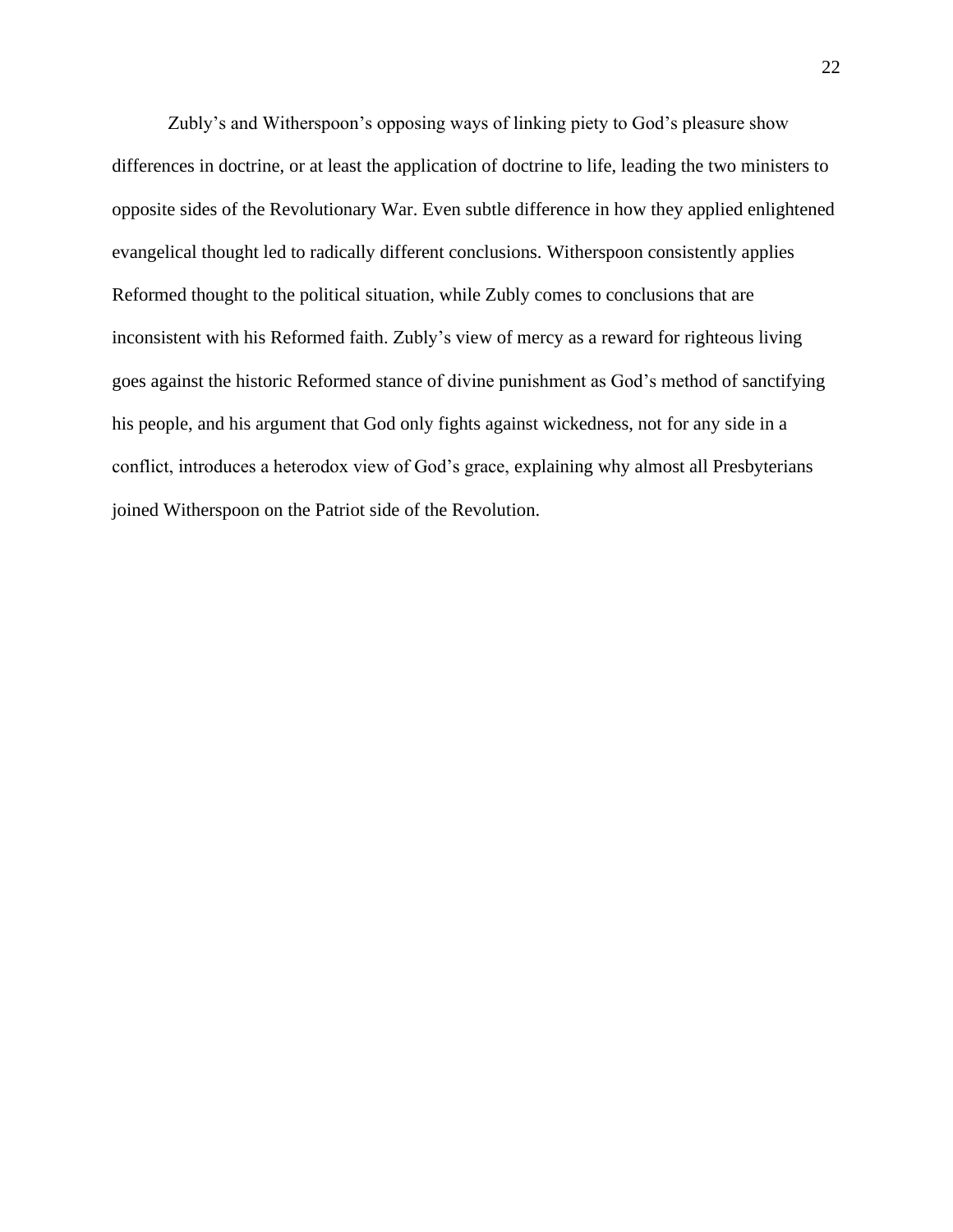Zubly's and Witherspoon's opposing ways of linking piety to God's pleasure show differences in doctrine, or at least the application of doctrine to life, leading the two ministers to opposite sides of the Revolutionary War. Even subtle difference in how they applied enlightened evangelical thought led to radically different conclusions. Witherspoon consistently applies Reformed thought to the political situation, while Zubly comes to conclusions that are inconsistent with his Reformed faith. Zubly's view of mercy as a reward for righteous living goes against the historic Reformed stance of divine punishment as God's method of sanctifying his people, and his argument that God only fights against wickedness, not for any side in a conflict, introduces a heterodox view of God's grace, explaining why almost all Presbyterians joined Witherspoon on the Patriot side of the Revolution.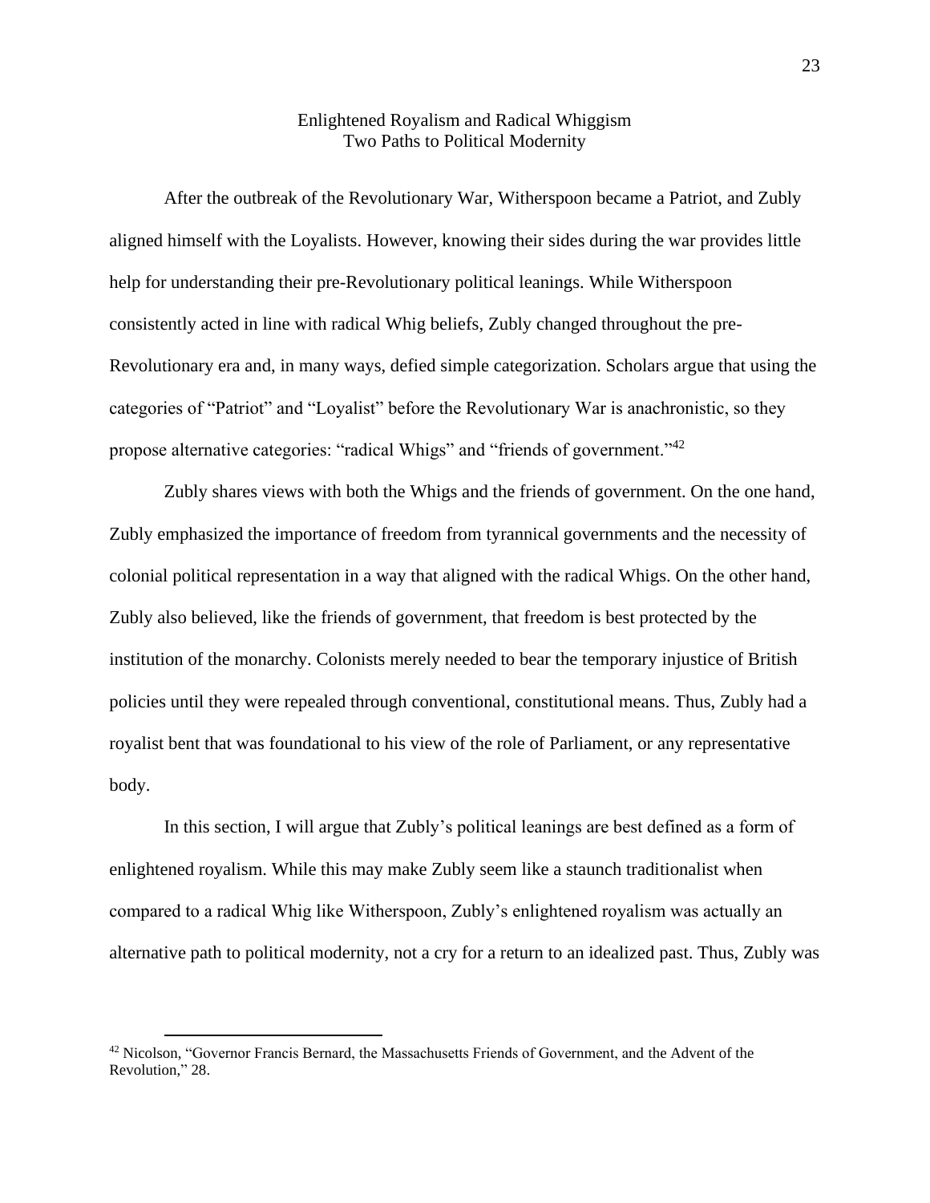## Enlightened Royalism and Radical Whiggism
## Two Paths to Political Modernity

After the outbreak of the Revolutionary War, Witherspoon became a Patriot, and Zubly aligned himself with the Loyalists. However, knowing their sides during the war provides little help for understanding their pre-Revolutionary political leanings. While Witherspoon consistently acted in line with radical Whig beliefs, Zubly changed throughout the pre-Revolutionary era and, in many ways, defied simple categorization. Scholars argue that using the categories of "Patriot" and "Loyalist" before the Revolutionary War is anachronistic, so they propose alternative categories: "radical Whigs" and "friends of government."[42]

Zubly shares views with both the Whigs and the friends of government. On the one hand, Zubly emphasized the importance of freedom from tyrannical governments and the necessity of colonial political representation in a way that aligned with the radical Whigs. On the other hand, Zubly also believed, like the friends of government, that freedom is best protected by the institution of the monarchy. Colonists merely needed to bear the temporary injustice of British policies until they were repealed through conventional, constitutional means. Thus, Zubly had a royalist bent that was foundational to his view of the role of Parliament, or any representative body.

In this section, I will argue that Zubly's political leanings are best defined as a form of enlightened royalism. While this may make Zubly seem like a staunch traditionalist when compared to a radical Whig like Witherspoon, Zubly's enlightened royalism was actually an alternative path to political modernity, not a cry for a return to an idealized past. Thus, Zubly was

[42] Nicolson, "Governor Francis Bernard, the Massachusetts Friends of Government, and the Advent of the Revolution," 28.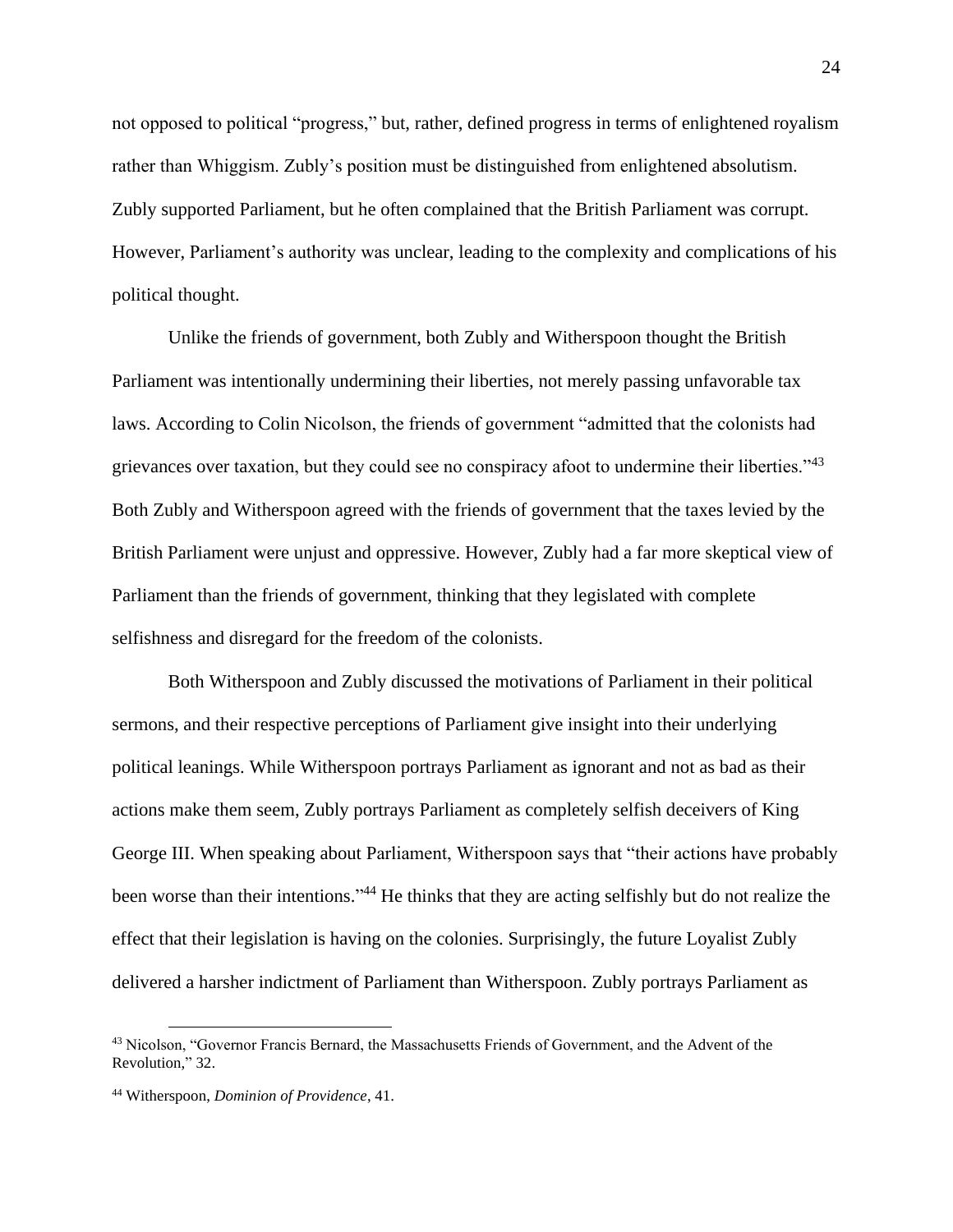not opposed to political "progress," but, rather, defined progress in terms of enlightened royalism rather than Whiggism. Zubly's position must be distinguished from enlightened absolutism. Zubly supported Parliament, but he often complained that the British Parliament was corrupt. However, Parliament's authority was unclear, leading to the complexity and complications of his political thought.

Unlike the friends of government, both Zubly and Witherspoon thought the British Parliament was intentionally undermining their liberties, not merely passing unfavorable tax laws. According to Colin Nicolson, the friends of government "admitted that the colonists had grievances over taxation, but they could see no conspiracy afoot to undermine their liberties."[43] Both Zubly and Witherspoon agreed with the friends of government that the taxes levied by the British Parliament were unjust and oppressive. However, Zubly had a far more skeptical view of Parliament than the friends of government, thinking that they legislated with complete selfishness and disregard for the freedom of the colonists.

Both Witherspoon and Zubly discussed the motivations of Parliament in their political sermons, and their respective perceptions of Parliament give insight into their underlying political leanings. While Witherspoon portrays Parliament as ignorant and not as bad as their actions make them seem, Zubly portrays Parliament as completely selfish deceivers of King George III. When speaking about Parliament, Witherspoon says that "their actions have probably been worse than their intentions."[44] He thinks that they are acting selfishly but do not realize the effect that their legislation is having on the colonies. Surprisingly, the future Loyalist Zubly delivered a harsher indictment of Parliament than Witherspoon. Zubly portrays Parliament as

[43] Nicolson, "Governor Francis Bernard, the Massachusetts Friends of Government, and the Advent of the Revolution," 32.

[44] Witherspoon, *Dominion of Providence*, 41.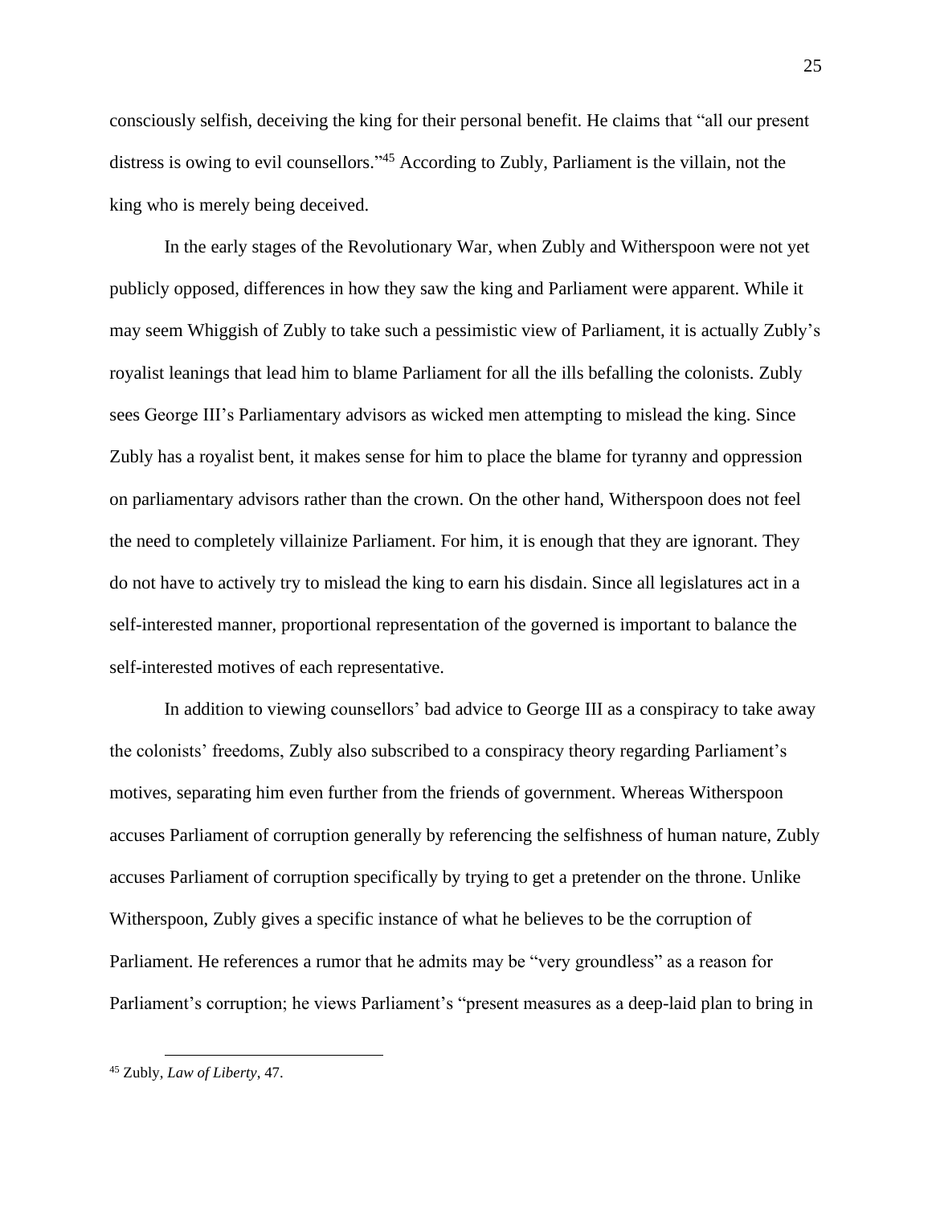consciously selfish, deceiving the king for their personal benefit. He claims that "all our present distress is owing to evil counsellors."[45] According to Zubly, Parliament is the villain, not the king who is merely being deceived.

In the early stages of the Revolutionary War, when Zubly and Witherspoon were not yet publicly opposed, differences in how they saw the king and Parliament were apparent. While it may seem Whiggish of Zubly to take such a pessimistic view of Parliament, it is actually Zubly's royalist leanings that lead him to blame Parliament for all the ills befalling the colonists. Zubly sees George III's Parliamentary advisors as wicked men attempting to mislead the king. Since Zubly has a royalist bent, it makes sense for him to place the blame for tyranny and oppression on parliamentary advisors rather than the crown. On the other hand, Witherspoon does not feel the need to completely villainize Parliament. For him, it is enough that they are ignorant. They do not have to actively try to mislead the king to earn his disdain. Since all legislatures act in a self-interested manner, proportional representation of the governed is important to balance the self-interested motives of each representative.

In addition to viewing counsellors' bad advice to George III as a conspiracy to take away the colonists' freedoms, Zubly also subscribed to a conspiracy theory regarding Parliament's motives, separating him even further from the friends of government. Whereas Witherspoon accuses Parliament of corruption generally by referencing the selfishness of human nature, Zubly accuses Parliament of corruption specifically by trying to get a pretender on the throne. Unlike Witherspoon, Zubly gives a specific instance of what he believes to be the corruption of Parliament. He references a rumor that he admits may be "very groundless" as a reason for Parliament's corruption; he views Parliament's "present measures as a deep-laid plan to bring in

[45] Zubly, *Law of Liberty*, 47.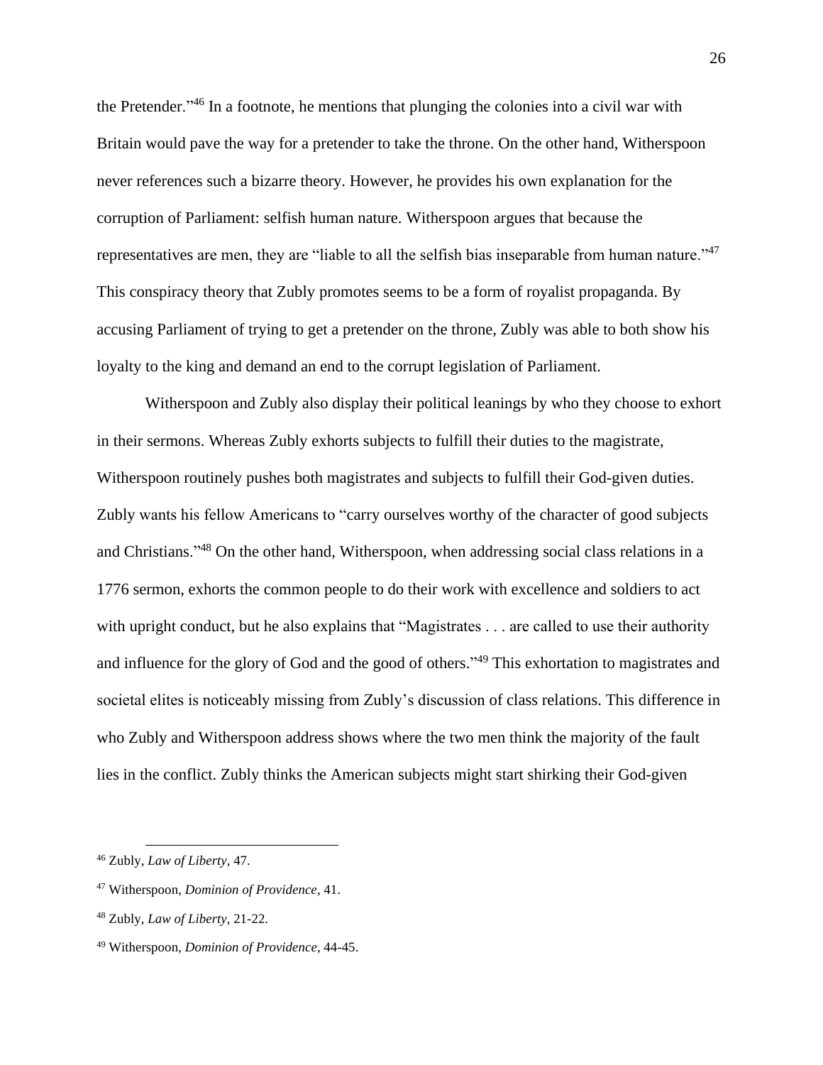the Pretender."[46] In a footnote, he mentions that plunging the colonies into a civil war with Britain would pave the way for a pretender to take the throne. On the other hand, Witherspoon never references such a bizarre theory. However, he provides his own explanation for the corruption of Parliament: selfish human nature. Witherspoon argues that because the representatives are men, they are "liable to all the selfish bias inseparable from human nature."[47] This conspiracy theory that Zubly promotes seems to be a form of royalist propaganda. By accusing Parliament of trying to get a pretender on the throne, Zubly was able to both show his loyalty to the king and demand an end to the corrupt legislation of Parliament.

Witherspoon and Zubly also display their political leanings by who they choose to exhort in their sermons. Whereas Zubly exhorts subjects to fulfill their duties to the magistrate, Witherspoon routinely pushes both magistrates and subjects to fulfill their God-given duties. Zubly wants his fellow Americans to "carry ourselves worthy of the character of good subjects and Christians."[48] On the other hand, Witherspoon, when addressing social class relations in a 1776 sermon, exhorts the common people to do their work with excellence and soldiers to act with upright conduct, but he also explains that "Magistrates . . . are called to use their authority and influence for the glory of God and the good of others."[49] This exhortation to magistrates and societal elites is noticeably missing from Zubly's discussion of class relations. This difference in who Zubly and Witherspoon address shows where the two men think the majority of the fault lies in the conflict. Zubly thinks the American subjects might start shirking their God-given

---

[46] Zubly, *Law of Liberty*, 47.

[47] Witherspoon, *Dominion of Providence*, 41.

[48] Zubly, *Law of Liberty*, 21-22.

[49] Witherspoon, *Dominion of Providence*, 44-45.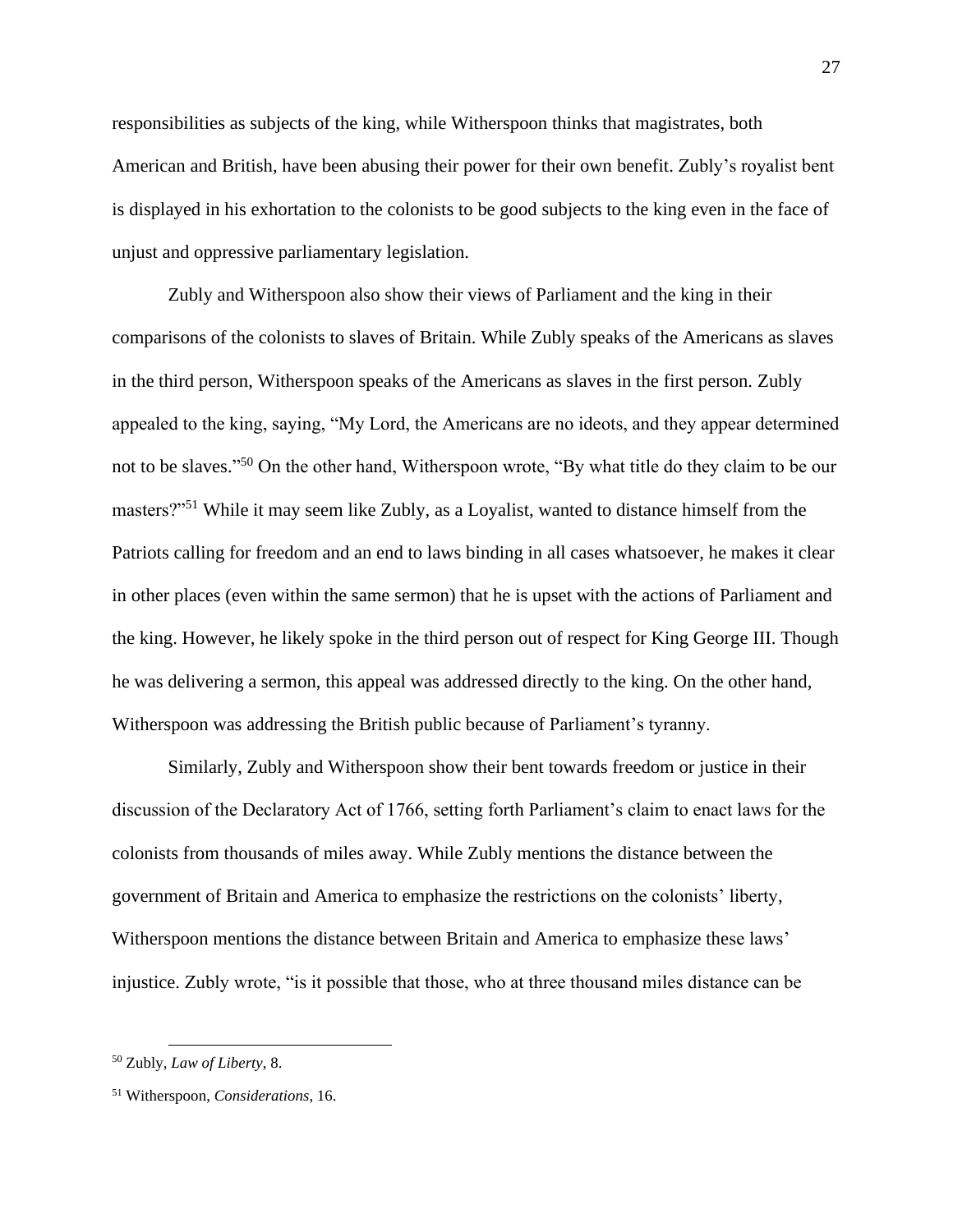responsibilities as subjects of the king, while Witherspoon thinks that magistrates, both American and British, have been abusing their power for their own benefit. Zubly's royalist bent is displayed in his exhortation to the colonists to be good subjects to the king even in the face of unjust and oppressive parliamentary legislation.

Zubly and Witherspoon also show their views of Parliament and the king in their comparisons of the colonists to slaves of Britain. While Zubly speaks of the Americans as slaves in the third person, Witherspoon speaks of the Americans as slaves in the first person. Zubly appealed to the king, saying, "My Lord, the Americans are no ideots, and they appear determined not to be slaves."[50] On the other hand, Witherspoon wrote, "By what title do they claim to be our masters?"[51] While it may seem like Zubly, as a Loyalist, wanted to distance himself from the Patriots calling for freedom and an end to laws binding in all cases whatsoever, he makes it clear in other places (even within the same sermon) that he is upset with the actions of Parliament and the king. However, he likely spoke in the third person out of respect for King George III. Though he was delivering a sermon, this appeal was addressed directly to the king. On the other hand, Witherspoon was addressing the British public because of Parliament's tyranny.

Similarly, Zubly and Witherspoon show their bent towards freedom or justice in their discussion of the Declaratory Act of 1766, setting forth Parliament's claim to enact laws for the colonists from thousands of miles away. While Zubly mentions the distance between the government of Britain and America to emphasize the restrictions on the colonists' liberty, Witherspoon mentions the distance between Britain and America to emphasize these laws' injustice. Zubly wrote, "is it possible that those, who at three thousand miles distance can be

---

[50] Zubly, *Law of Liberty*, 8.

[51] Witherspoon, *Considerations*, 16.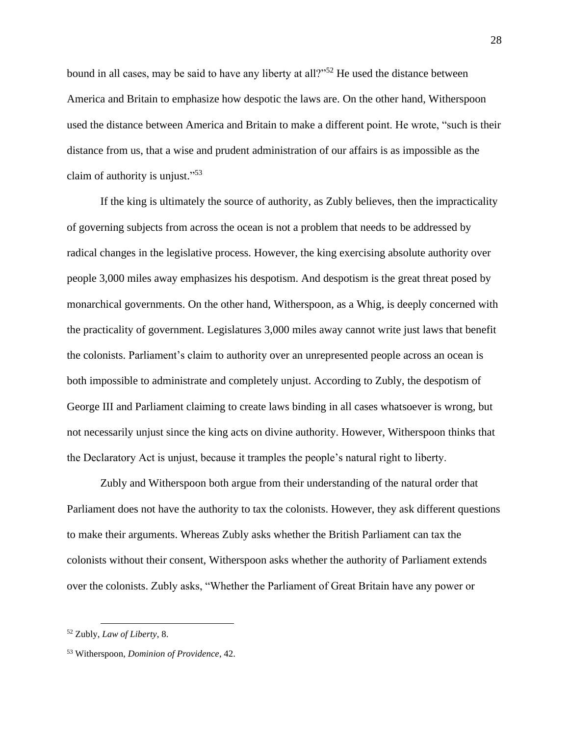bound in all cases, may be said to have any liberty at all?"[52] He used the distance between America and Britain to emphasize how despotic the laws are. On the other hand, Witherspoon used the distance between America and Britain to make a different point. He wrote, "such is their distance from us, that a wise and prudent administration of our affairs is as impossible as the claim of authority is unjust."[53]

If the king is ultimately the source of authority, as Zubly believes, then the impracticality of governing subjects from across the ocean is not a problem that needs to be addressed by radical changes in the legislative process. However, the king exercising absolute authority over people 3,000 miles away emphasizes his despotism. And despotism is the great threat posed by monarchical governments. On the other hand, Witherspoon, as a Whig, is deeply concerned with the practicality of government. Legislatures 3,000 miles away cannot write just laws that benefit the colonists. Parliament's claim to authority over an unrepresented people across an ocean is both impossible to administrate and completely unjust. According to Zubly, the despotism of George III and Parliament claiming to create laws binding in all cases whatsoever is wrong, but not necessarily unjust since the king acts on divine authority. However, Witherspoon thinks that the Declaratory Act is unjust, because it tramples the people's natural right to liberty.

Zubly and Witherspoon both argue from their understanding of the natural order that Parliament does not have the authority to tax the colonists. However, they ask different questions to make their arguments. Whereas Zubly asks whether the British Parliament can tax the colonists without their consent, Witherspoon asks whether the authority of Parliament extends over the colonists. Zubly asks, "Whether the Parliament of Great Britain have any power or

---

[52] Zubly, *Law of Liberty*, 8.

[53] Witherspoon, *Dominion of Providence*, 42.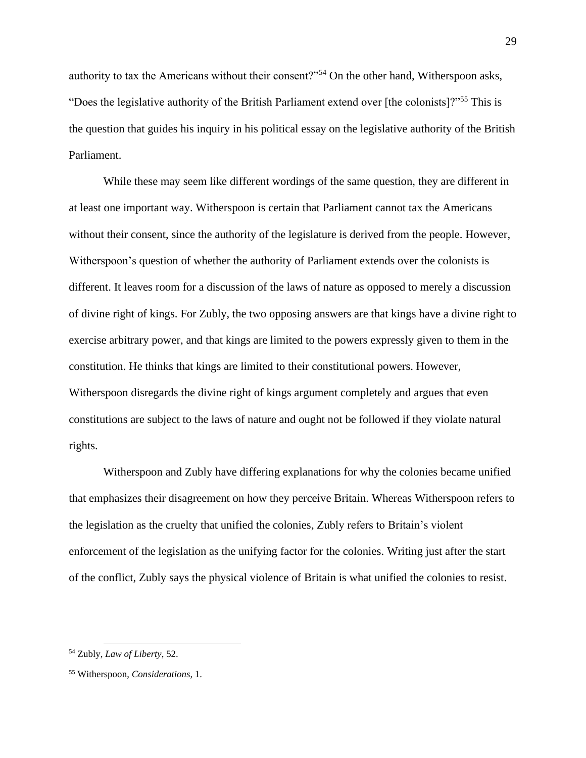authority to tax the Americans without their consent?"[54] On the other hand, Witherspoon asks, "Does the legislative authority of the British Parliament extend over [the colonists]?"[55] This is the question that guides his inquiry in his political essay on the legislative authority of the British Parliament.

While these may seem like different wordings of the same question, they are different in at least one important way. Witherspoon is certain that Parliament cannot tax the Americans without their consent, since the authority of the legislature is derived from the people. However, Witherspoon's question of whether the authority of Parliament extends over the colonists is different. It leaves room for a discussion of the laws of nature as opposed to merely a discussion of divine right of kings. For Zubly, the two opposing answers are that kings have a divine right to exercise arbitrary power, and that kings are limited to the powers expressly given to them in the constitution. He thinks that kings are limited to their constitutional powers. However, Witherspoon disregards the divine right of kings argument completely and argues that even constitutions are subject to the laws of nature and ought not be followed if they violate natural rights.

Witherspoon and Zubly have differing explanations for why the colonies became unified that emphasizes their disagreement on how they perceive Britain. Whereas Witherspoon refers to the legislation as the cruelty that unified the colonies, Zubly refers to Britain's violent enforcement of the legislation as the unifying factor for the colonies. Writing just after the start of the conflict, Zubly says the physical violence of Britain is what unified the colonies to resist.

---

[54] Zubly, *Law of Liberty*, 52.

[55] Witherspoon, *Considerations*, 1.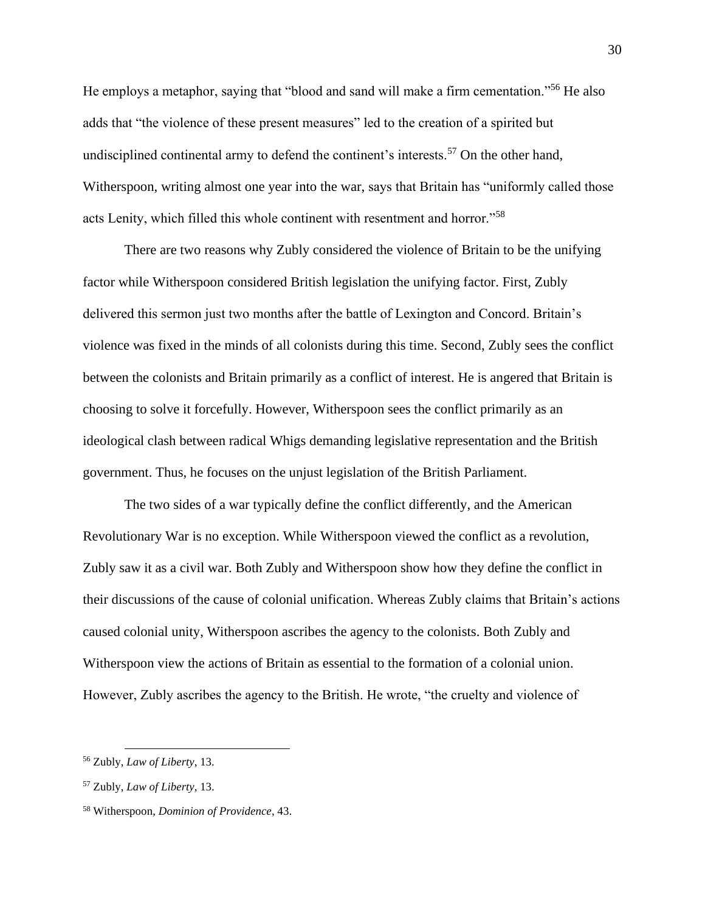He employs a metaphor, saying that "blood and sand will make a firm cementation."[56] He also adds that "the violence of these present measures" led to the creation of a spirited but undisciplined continental army to defend the continent's interests.[57] On the other hand, Witherspoon, writing almost one year into the war, says that Britain has "uniformly called those acts Lenity, which filled this whole continent with resentment and horror."[58]

There are two reasons why Zubly considered the violence of Britain to be the unifying factor while Witherspoon considered British legislation the unifying factor. First, Zubly delivered this sermon just two months after the battle of Lexington and Concord. Britain's violence was fixed in the minds of all colonists during this time. Second, Zubly sees the conflict between the colonists and Britain primarily as a conflict of interest. He is angered that Britain is choosing to solve it forcefully. However, Witherspoon sees the conflict primarily as an ideological clash between radical Whigs demanding legislative representation and the British government. Thus, he focuses on the unjust legislation of the British Parliament.

The two sides of a war typically define the conflict differently, and the American Revolutionary War is no exception. While Witherspoon viewed the conflict as a revolution, Zubly saw it as a civil war. Both Zubly and Witherspoon show how they define the conflict in their discussions of the cause of colonial unification. Whereas Zubly claims that Britain's actions caused colonial unity, Witherspoon ascribes the agency to the colonists. Both Zubly and Witherspoon view the actions of Britain as essential to the formation of a colonial union. However, Zubly ascribes the agency to the British. He wrote, "the cruelty and violence of

---

[56] Zubly, *Law of Liberty*, 13.

[57] Zubly, *Law of Liberty*, 13.

[58] Witherspoon, *Dominion of Providence*, 43.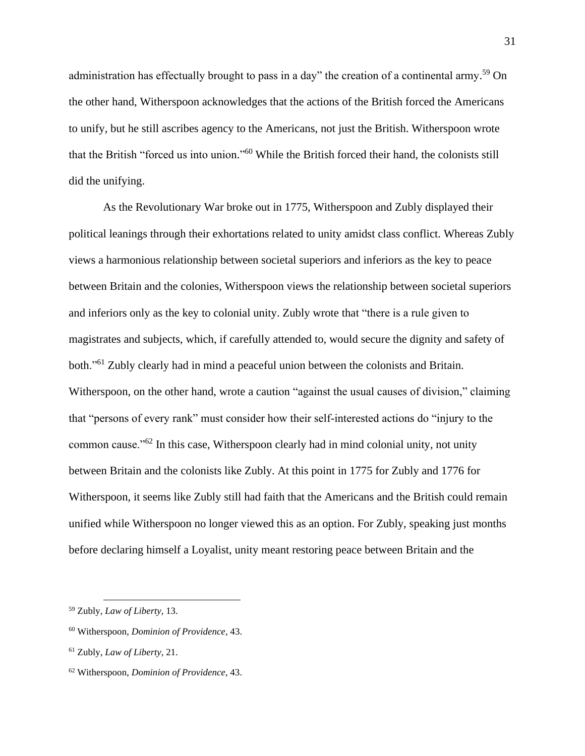administration has effectually brought to pass in a day" the creation of a continental army.[59] On the other hand, Witherspoon acknowledges that the actions of the British forced the Americans to unify, but he still ascribes agency to the Americans, not just the British. Witherspoon wrote that the British "forced us into union."[60] While the British forced their hand, the colonists still did the unifying.

As the Revolutionary War broke out in 1775, Witherspoon and Zubly displayed their political leanings through their exhortations related to unity amidst class conflict. Whereas Zubly views a harmonious relationship between societal superiors and inferiors as the key to peace between Britain and the colonies, Witherspoon views the relationship between societal superiors and inferiors only as the key to colonial unity. Zubly wrote that "there is a rule given to magistrates and subjects, which, if carefully attended to, would secure the dignity and safety of both."[61] Zubly clearly had in mind a peaceful union between the colonists and Britain. Witherspoon, on the other hand, wrote a caution "against the usual causes of division," claiming that "persons of every rank" must consider how their self-interested actions do "injury to the common cause."[62] In this case, Witherspoon clearly had in mind colonial unity, not unity between Britain and the colonists like Zubly. At this point in 1775 for Zubly and 1776 for Witherspoon, it seems like Zubly still had faith that the Americans and the British could remain unified while Witherspoon no longer viewed this as an option. For Zubly, speaking just months before declaring himself a Loyalist, unity meant restoring peace between Britain and the

---

[59] Zubly, *Law of Liberty*, 13.

[60] Witherspoon, *Dominion of Providence*, 43.

[61] Zubly, *Law of Liberty*, 21.

[62] Witherspoon, *Dominion of Providence*, 43.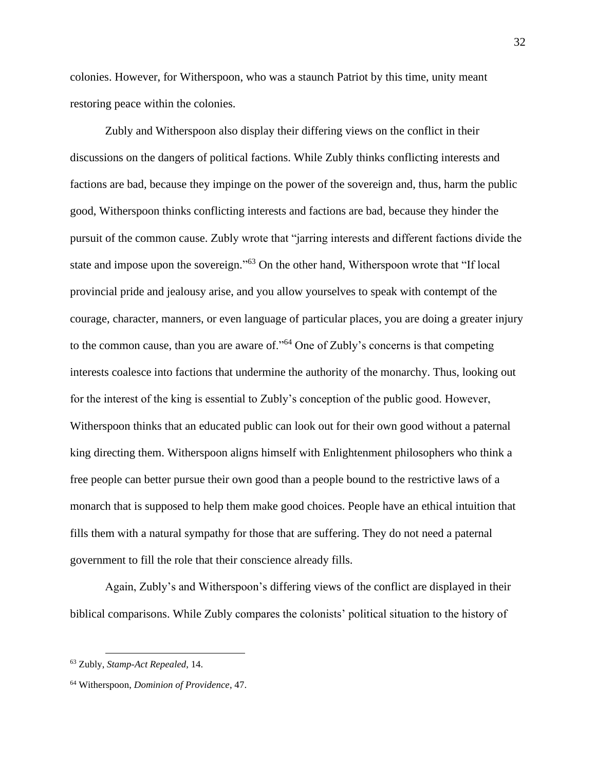colonies. However, for Witherspoon, who was a staunch Patriot by this time, unity meant restoring peace within the colonies.

Zubly and Witherspoon also display their differing views on the conflict in their discussions on the dangers of political factions. While Zubly thinks conflicting interests and factions are bad, because they impinge on the power of the sovereign and, thus, harm the public good, Witherspoon thinks conflicting interests and factions are bad, because they hinder the pursuit of the common cause. Zubly wrote that "jarring interests and different factions divide the state and impose upon the sovereign."[63] On the other hand, Witherspoon wrote that "If local provincial pride and jealousy arise, and you allow yourselves to speak with contempt of the courage, character, manners, or even language of particular places, you are doing a greater injury to the common cause, than you are aware of."[64] One of Zubly's concerns is that competing interests coalesce into factions that undermine the authority of the monarchy. Thus, looking out for the interest of the king is essential to Zubly's conception of the public good. However, Witherspoon thinks that an educated public can look out for their own good without a paternal king directing them. Witherspoon aligns himself with Enlightenment philosophers who think a free people can better pursue their own good than a people bound to the restrictive laws of a monarch that is supposed to help them make good choices. People have an ethical intuition that fills them with a natural sympathy for those that are suffering. They do not need a paternal government to fill the role that their conscience already fills.

Again, Zubly's and Witherspoon's differing views of the conflict are displayed in their biblical comparisons. While Zubly compares the colonists' political situation to the history of

---

[63] Zubly, *Stamp-Act Repealed*, 14.

[64] Witherspoon, *Dominion of Providence*, 47.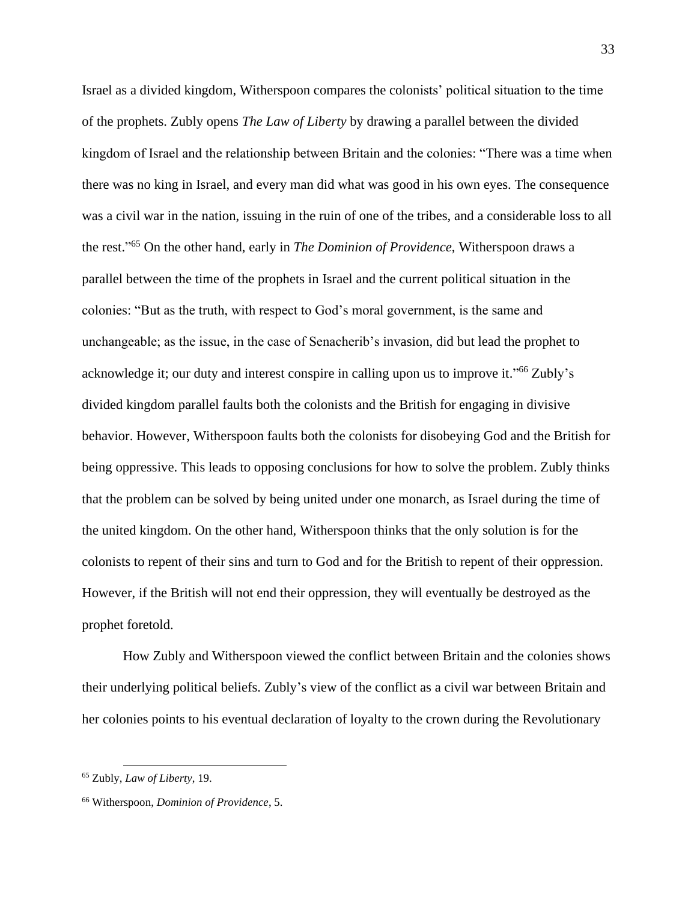Israel as a divided kingdom, Witherspoon compares the colonists' political situation to the time of the prophets. Zubly opens *The Law of Liberty* by drawing a parallel between the divided kingdom of Israel and the relationship between Britain and the colonies: "There was a time when there was no king in Israel, and every man did what was good in his own eyes. The consequence was a civil war in the nation, issuing in the ruin of one of the tribes, and a considerable loss to all the rest."[65] On the other hand, early in *The Dominion of Providence*, Witherspoon draws a parallel between the time of the prophets in Israel and the current political situation in the colonies: "But as the truth, with respect to God's moral government, is the same and unchangeable; as the issue, in the case of Senacherib's invasion, did but lead the prophet to acknowledge it; our duty and interest conspire in calling upon us to improve it."[66] Zubly's divided kingdom parallel faults both the colonists and the British for engaging in divisive behavior. However, Witherspoon faults both the colonists for disobeying God and the British for being oppressive. This leads to opposing conclusions for how to solve the problem. Zubly thinks that the problem can be solved by being united under one monarch, as Israel during the time of the united kingdom. On the other hand, Witherspoon thinks that the only solution is for the colonists to repent of their sins and turn to God and for the British to repent of their oppression. However, if the British will not end their oppression, they will eventually be destroyed as the prophet foretold.

How Zubly and Witherspoon viewed the conflict between Britain and the colonies shows their underlying political beliefs. Zubly's view of the conflict as a civil war between Britain and her colonies points to his eventual declaration of loyalty to the crown during the Revolutionary

---

[65] Zubly, *Law of Liberty*, 19.

[66] Witherspoon, *Dominion of Providence*, 5.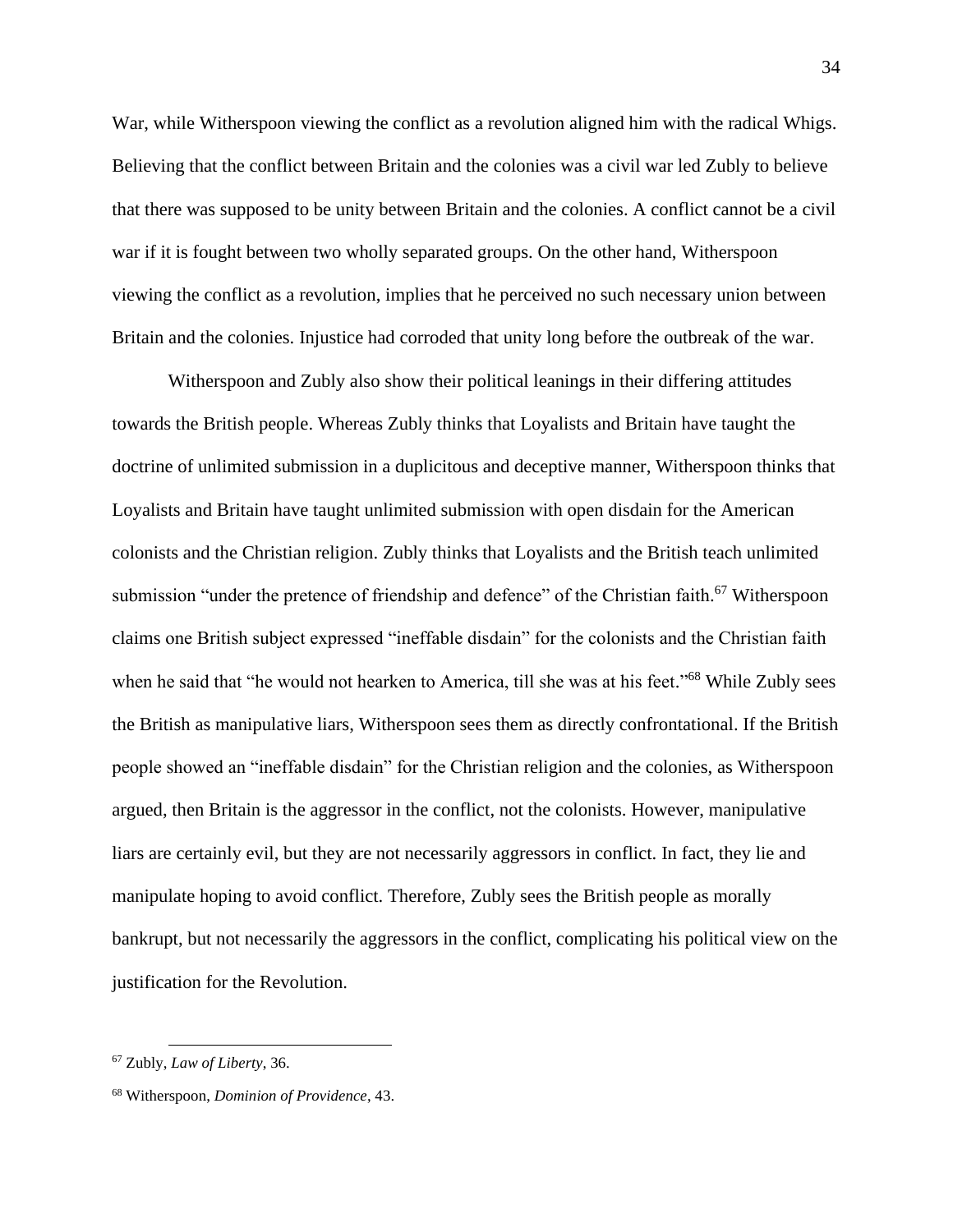War, while Witherspoon viewing the conflict as a revolution aligned him with the radical Whigs. Believing that the conflict between Britain and the colonies was a civil war led Zubly to believe that there was supposed to be unity between Britain and the colonies. A conflict cannot be a civil war if it is fought between two wholly separated groups. On the other hand, Witherspoon viewing the conflict as a revolution, implies that he perceived no such necessary union between Britain and the colonies. Injustice had corroded that unity long before the outbreak of the war.

Witherspoon and Zubly also show their political leanings in their differing attitudes towards the British people. Whereas Zubly thinks that Loyalists and Britain have taught the doctrine of unlimited submission in a duplicitous and deceptive manner, Witherspoon thinks that Loyalists and Britain have taught unlimited submission with open disdain for the American colonists and the Christian religion. Zubly thinks that Loyalists and the British teach unlimited submission "under the pretence of friendship and defence" of the Christian faith.[67] Witherspoon claims one British subject expressed "ineffable disdain" for the colonists and the Christian faith when he said that "he would not hearken to America, till she was at his feet."[68] While Zubly sees the British as manipulative liars, Witherspoon sees them as directly confrontational. If the British people showed an "ineffable disdain" for the Christian religion and the colonies, as Witherspoon argued, then Britain is the aggressor in the conflict, not the colonists. However, manipulative liars are certainly evil, but they are not necessarily aggressors in conflict. In fact, they lie and manipulate hoping to avoid conflict. Therefore, Zubly sees the British people as morally bankrupt, but not necessarily the aggressors in the conflict, complicating his political view on the justification for the Revolution.

---

[67] Zubly, *Law of Liberty*, 36.

[68] Witherspoon, *Dominion of Providence*, 43.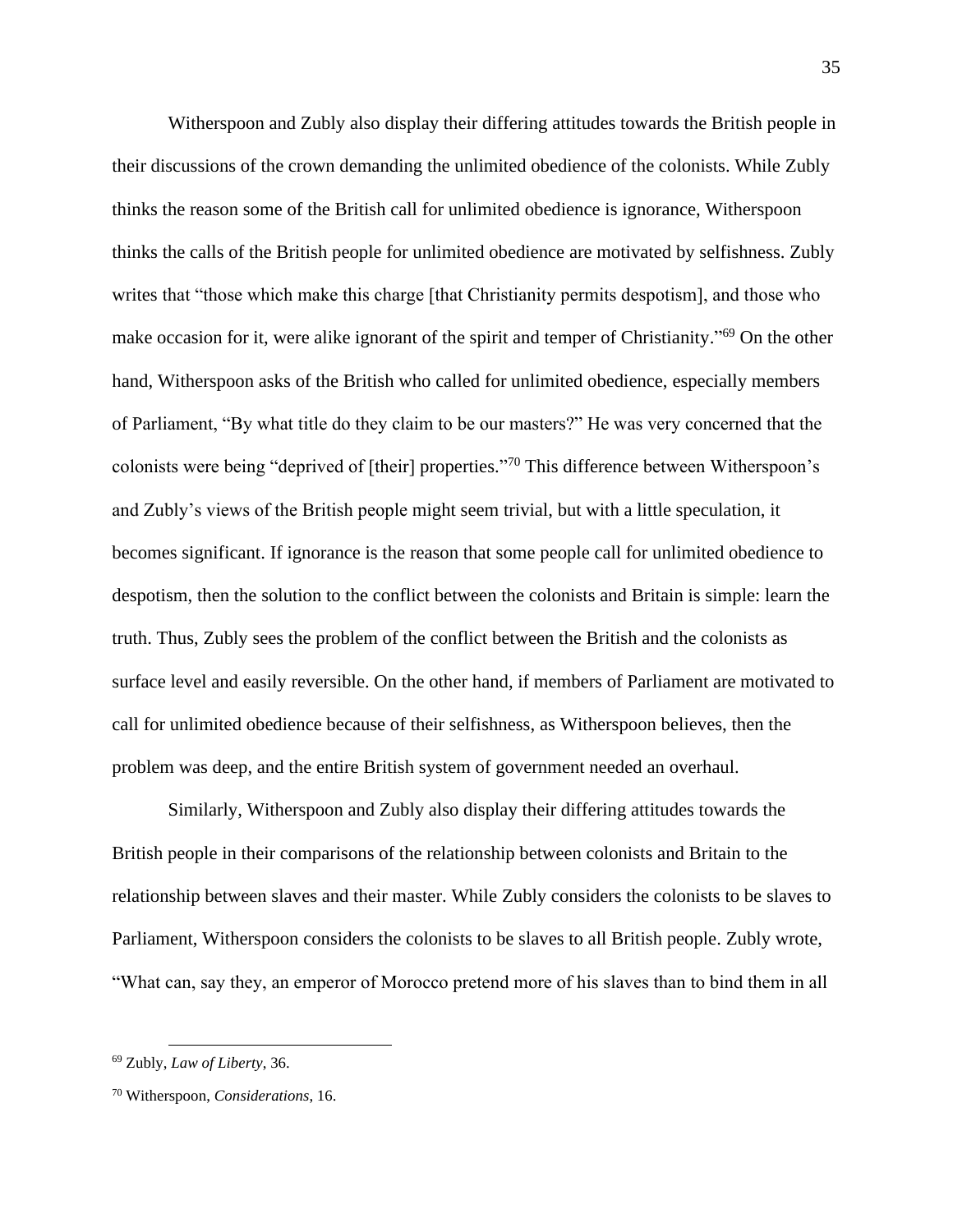Witherspoon and Zubly also display their differing attitudes towards the British people in their discussions of the crown demanding the unlimited obedience of the colonists. While Zubly thinks the reason some of the British call for unlimited obedience is ignorance, Witherspoon thinks the calls of the British people for unlimited obedience are motivated by selfishness. Zubly writes that "those which make this charge [that Christianity permits despotism], and those who make occasion for it, were alike ignorant of the spirit and temper of Christianity."[69] On the other hand, Witherspoon asks of the British who called for unlimited obedience, especially members of Parliament, "By what title do they claim to be our masters?" He was very concerned that the colonists were being "deprived of [their] properties."[70] This difference between Witherspoon's and Zubly's views of the British people might seem trivial, but with a little speculation, it becomes significant. If ignorance is the reason that some people call for unlimited obedience to despotism, then the solution to the conflict between the colonists and Britain is simple: learn the truth. Thus, Zubly sees the problem of the conflict between the British and the colonists as surface level and easily reversible. On the other hand, if members of Parliament are motivated to call for unlimited obedience because of their selfishness, as Witherspoon believes, then the problem was deep, and the entire British system of government needed an overhaul.

Similarly, Witherspoon and Zubly also display their differing attitudes towards the British people in their comparisons of the relationship between colonists and Britain to the relationship between slaves and their master. While Zubly considers the colonists to be slaves to Parliament, Witherspoon considers the colonists to be slaves to all British people. Zubly wrote, "What can, say they, an emperor of Morocco pretend more of his slaves than to bind them in all

---

[69] Zubly, *Law of Liberty*, 36.

[70] Witherspoon, *Considerations*, 16.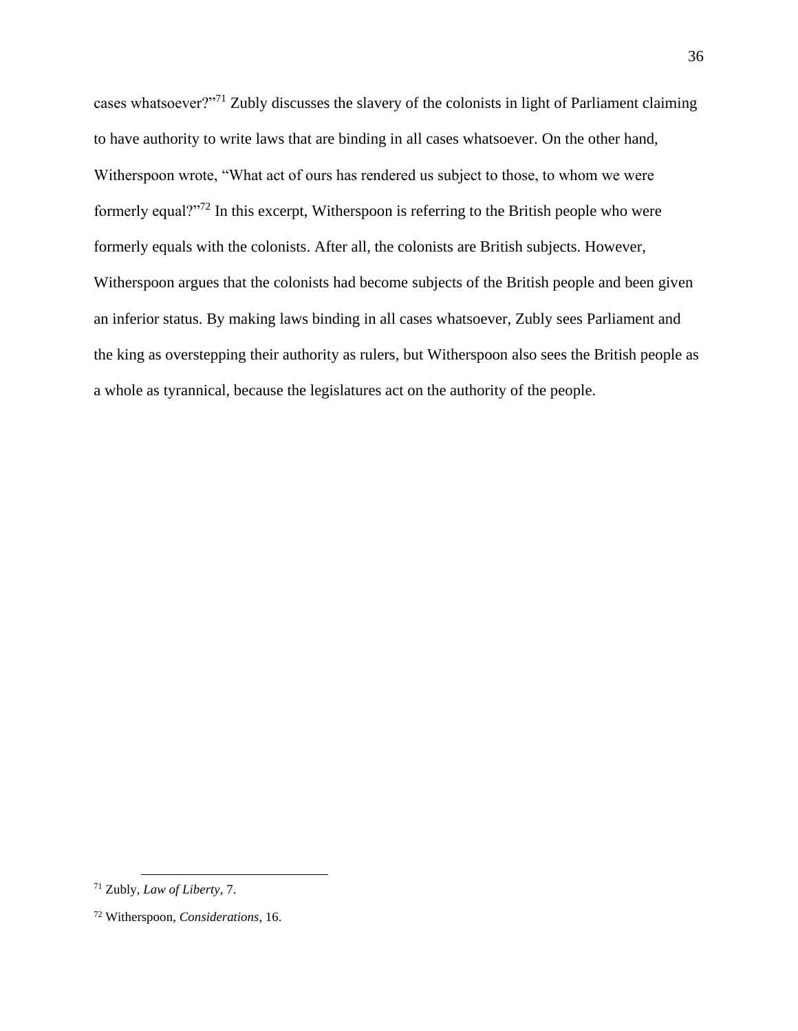cases whatsoever?"[71] Zubly discusses the slavery of the colonists in light of Parliament claiming to have authority to write laws that are binding in all cases whatsoever. On the other hand, Witherspoon wrote, "What act of ours has rendered us subject to those, to whom we were formerly equal?"[72] In this excerpt, Witherspoon is referring to the British people who were formerly equals with the colonists. After all, the colonists are British subjects. However, Witherspoon argues that the colonists had become subjects of the British people and been given an inferior status. By making laws binding in all cases whatsoever, Zubly sees Parliament and the king as overstepping their authority as rulers, but Witherspoon also sees the British people as a whole as tyrannical, because the legislatures act on the authority of the people.

---

[71] Zubly, *Law of Liberty*, 7.

[72] Witherspoon, *Considerations*, 16.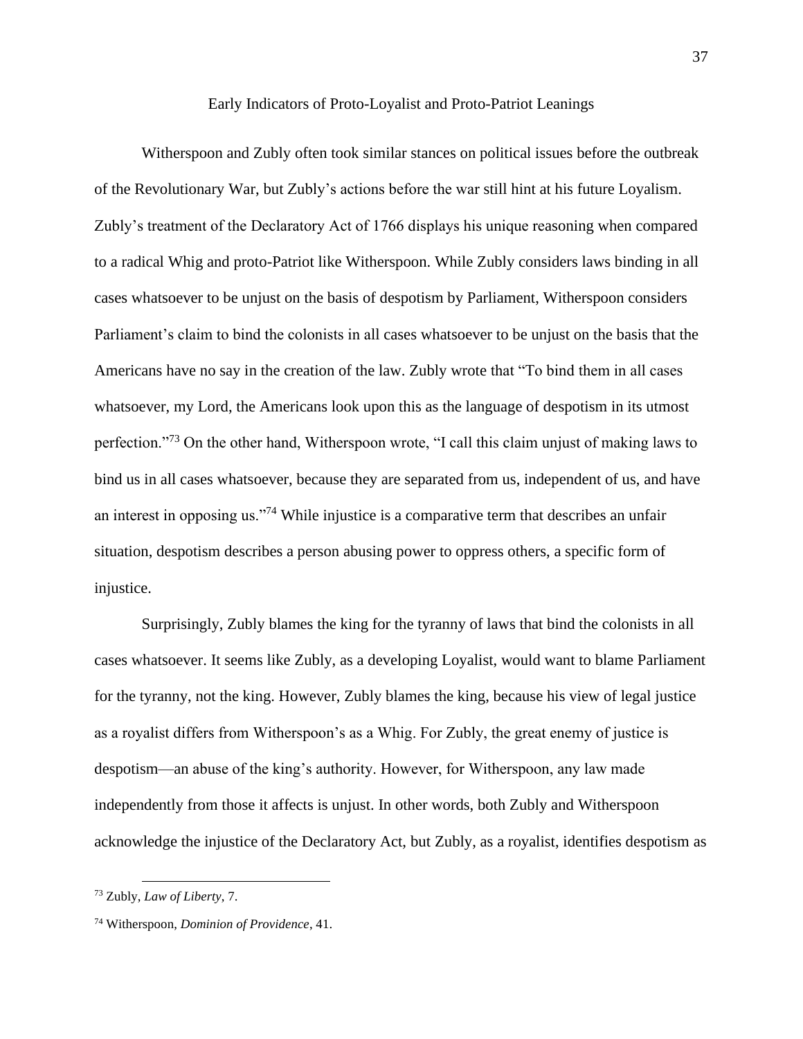## Early Indicators of Proto-Loyalist and Proto-Patriot Leanings

Witherspoon and Zubly often took similar stances on political issues before the outbreak of the Revolutionary War, but Zubly's actions before the war still hint at his future Loyalism. Zubly's treatment of the Declaratory Act of 1766 displays his unique reasoning when compared to a radical Whig and proto-Patriot like Witherspoon. While Zubly considers laws binding in all cases whatsoever to be unjust on the basis of despotism by Parliament, Witherspoon considers Parliament's claim to bind the colonists in all cases whatsoever to be unjust on the basis that the Americans have no say in the creation of the law. Zubly wrote that "To bind them in all cases whatsoever, my Lord, the Americans look upon this as the language of despotism in its utmost perfection."[73] On the other hand, Witherspoon wrote, "I call this claim unjust of making laws to bind us in all cases whatsoever, because they are separated from us, independent of us, and have an interest in opposing us."[74] While injustice is a comparative term that describes an unfair situation, despotism describes a person abusing power to oppress others, a specific form of injustice.

Surprisingly, Zubly blames the king for the tyranny of laws that bind the colonists in all cases whatsoever. It seems like Zubly, as a developing Loyalist, would want to blame Parliament for the tyranny, not the king. However, Zubly blames the king, because his view of legal justice as a royalist differs from Witherspoon's as a Whig. For Zubly, the great enemy of justice is despotism—an abuse of the king's authority. However, for Witherspoon, any law made independently from those it affects is unjust. In other words, both Zubly and Witherspoon acknowledge the injustice of the Declaratory Act, but Zubly, as a royalist, identifies despotism as

---

[73] Zubly, *Law of Liberty*, 7.

[74] Witherspoon, *Dominion of Providence*, 41.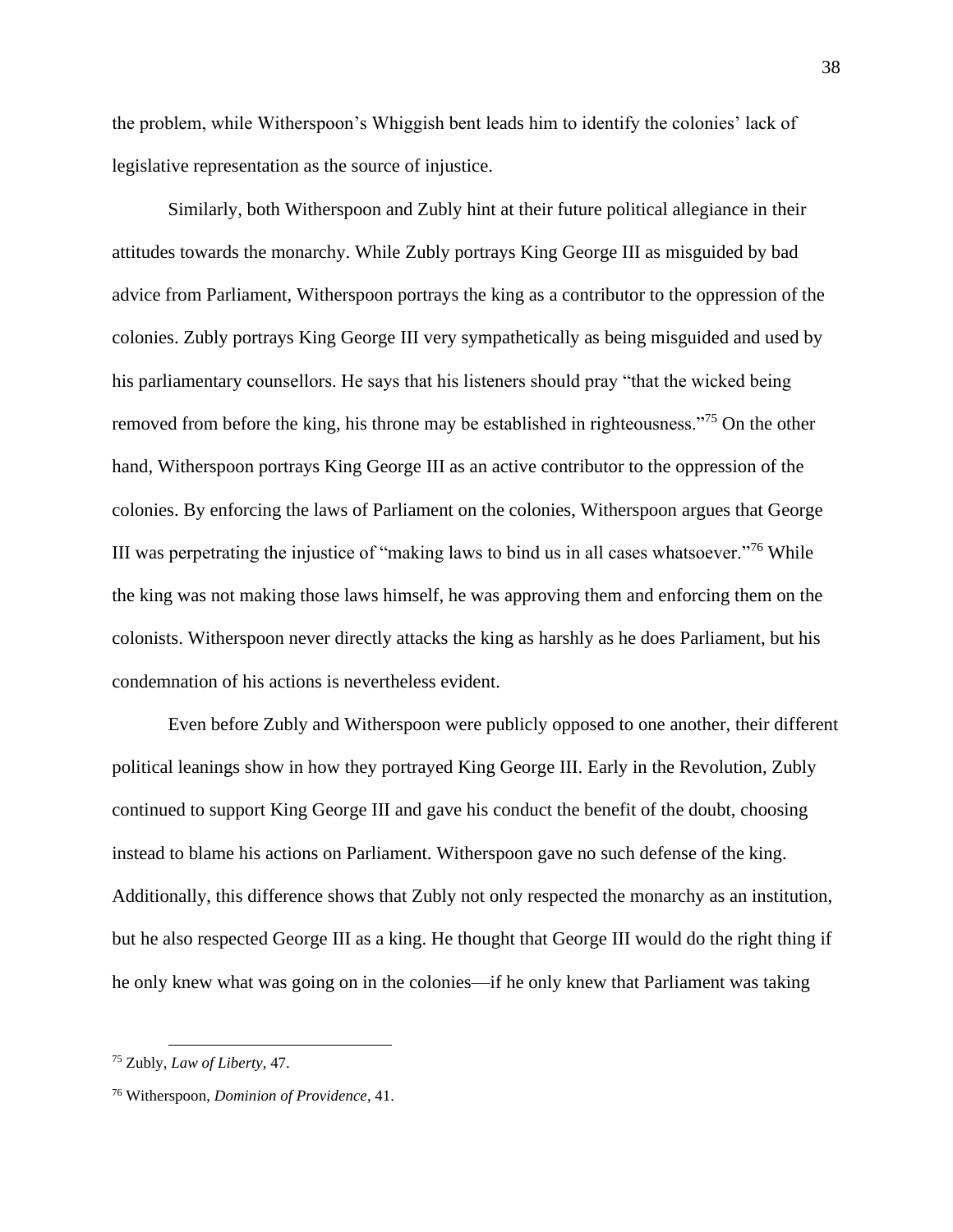the problem, while Witherspoon's Whiggish bent leads him to identify the colonies' lack of legislative representation as the source of injustice.

Similarly, both Witherspoon and Zubly hint at their future political allegiance in their attitudes towards the monarchy. While Zubly portrays King George III as misguided by bad advice from Parliament, Witherspoon portrays the king as a contributor to the oppression of the colonies. Zubly portrays King George III very sympathetically as being misguided and used by his parliamentary counsellors. He says that his listeners should pray "that the wicked being removed from before the king, his throne may be established in righteousness."[75] On the other hand, Witherspoon portrays King George III as an active contributor to the oppression of the colonies. By enforcing the laws of Parliament on the colonies, Witherspoon argues that George III was perpetrating the injustice of "making laws to bind us in all cases whatsoever."[76] While the king was not making those laws himself, he was approving them and enforcing them on the colonists. Witherspoon never directly attacks the king as harshly as he does Parliament, but his condemnation of his actions is nevertheless evident.

Even before Zubly and Witherspoon were publicly opposed to one another, their different political leanings show in how they portrayed King George III. Early in the Revolution, Zubly continued to support King George III and gave his conduct the benefit of the doubt, choosing instead to blame his actions on Parliament. Witherspoon gave no such defense of the king. Additionally, this difference shows that Zubly not only respected the monarchy as an institution, but he also respected George III as a king. He thought that George III would do the right thing if he only knew what was going on in the colonies—if he only knew that Parliament was taking

---

[75] Zubly, *Law of Liberty*, 47.

[76] Witherspoon, *Dominion of Providence*, 41.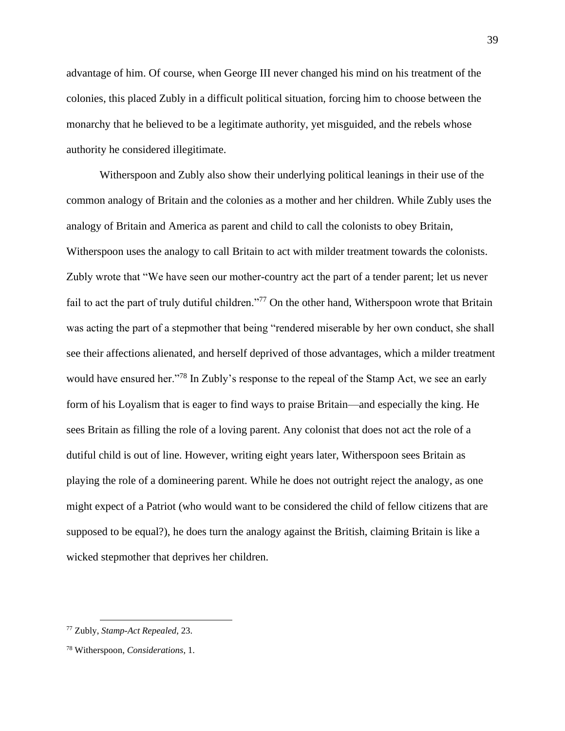advantage of him. Of course, when George III never changed his mind on his treatment of the colonies, this placed Zubly in a difficult political situation, forcing him to choose between the monarchy that he believed to be a legitimate authority, yet misguided, and the rebels whose authority he considered illegitimate.

Witherspoon and Zubly also show their underlying political leanings in their use of the common analogy of Britain and the colonies as a mother and her children. While Zubly uses the analogy of Britain and America as parent and child to call the colonists to obey Britain, Witherspoon uses the analogy to call Britain to act with milder treatment towards the colonists. Zubly wrote that "We have seen our mother-country act the part of a tender parent; let us never fail to act the part of truly dutiful children."[77] On the other hand, Witherspoon wrote that Britain was acting the part of a stepmother that being "rendered miserable by her own conduct, she shall see their affections alienated, and herself deprived of those advantages, which a milder treatment would have ensured her."[78] In Zubly's response to the repeal of the Stamp Act, we see an early form of his Loyalism that is eager to find ways to praise Britain—and especially the king. He sees Britain as filling the role of a loving parent. Any colonist that does not act the role of a dutiful child is out of line. However, writing eight years later, Witherspoon sees Britain as playing the role of a domineering parent. While he does not outright reject the analogy, as one might expect of a Patriot (who would want to be considered the child of fellow citizens that are supposed to be equal?), he does turn the analogy against the British, claiming Britain is like a wicked stepmother that deprives her children.

---

[77] Zubly, *Stamp-Act Repealed*, 23.

[78] Witherspoon, *Considerations*, 1.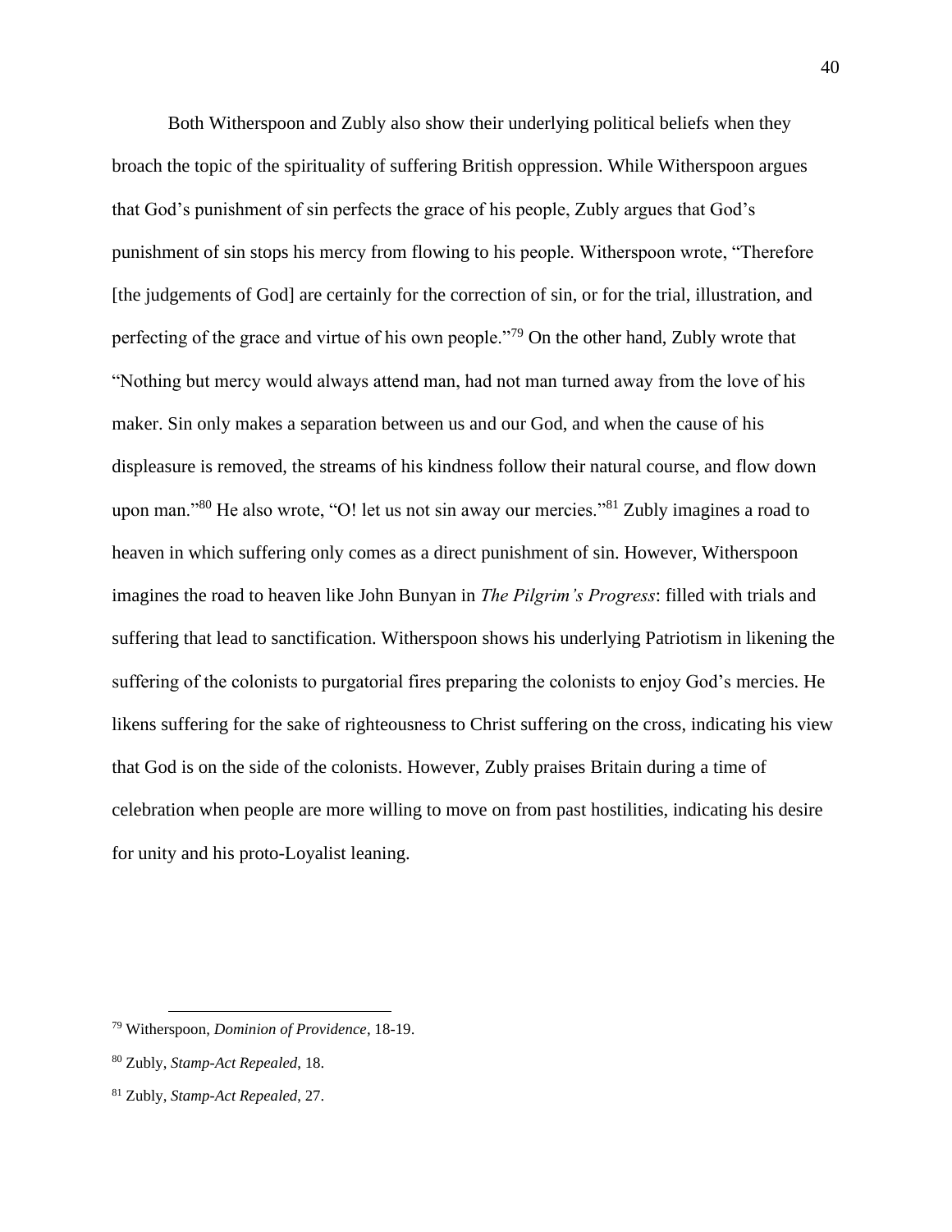Both Witherspoon and Zubly also show their underlying political beliefs when they broach the topic of the spirituality of suffering British oppression. While Witherspoon argues that God's punishment of sin perfects the grace of his people, Zubly argues that God's punishment of sin stops his mercy from flowing to his people. Witherspoon wrote, "Therefore [the judgements of God] are certainly for the correction of sin, or for the trial, illustration, and perfecting of the grace and virtue of his own people."[79] On the other hand, Zubly wrote that "Nothing but mercy would always attend man, had not man turned away from the love of his maker. Sin only makes a separation between us and our God, and when the cause of his displeasure is removed, the streams of his kindness follow their natural course, and flow down upon man."[80] He also wrote, "O! let us not sin away our mercies."[81] Zubly imagines a road to heaven in which suffering only comes as a direct punishment of sin. However, Witherspoon imagines the road to heaven like John Bunyan in *The Pilgrim's Progress*: filled with trials and suffering that lead to sanctification. Witherspoon shows his underlying Patriotism in likening the suffering of the colonists to purgatorial fires preparing the colonists to enjoy God's mercies. He likens suffering for the sake of righteousness to Christ suffering on the cross, indicating his view that God is on the side of the colonists. However, Zubly praises Britain during a time of celebration when people are more willing to move on from past hostilities, indicating his desire for unity and his proto-Loyalist leaning.

---

[79] Witherspoon, *Dominion of Providence*, 18-19.

[80] Zubly, *Stamp-Act Repealed*, 18.

[81] Zubly, *Stamp-Act Repealed*, 27.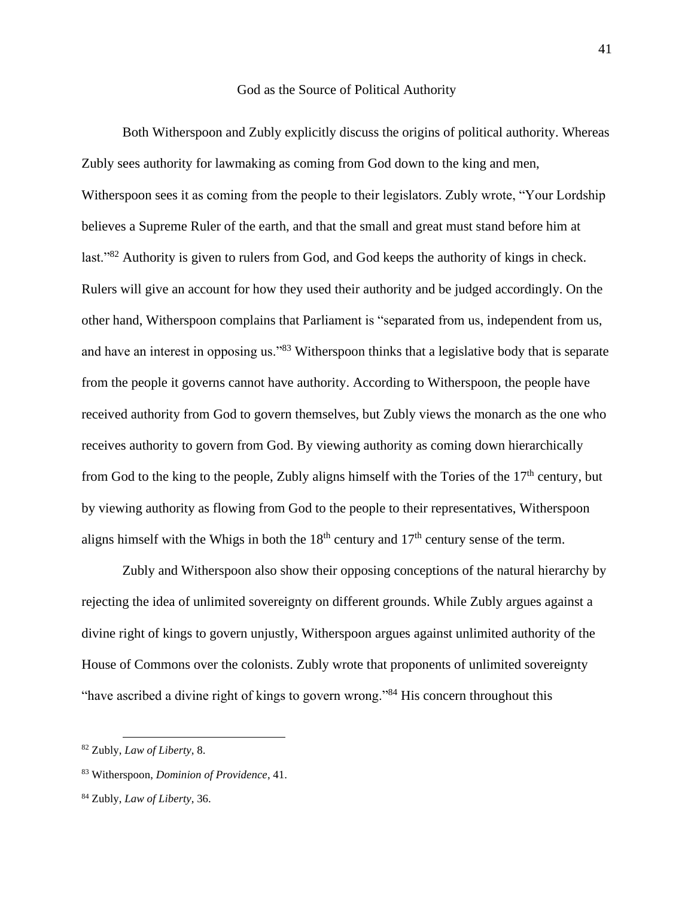## God as the Source of Political Authority

Both Witherspoon and Zubly explicitly discuss the origins of political authority. Whereas Zubly sees authority for lawmaking as coming from God down to the king and men, Witherspoon sees it as coming from the people to their legislators. Zubly wrote, "Your Lordship believes a Supreme Ruler of the earth, and that the small and great must stand before him at last."[82] Authority is given to rulers from God, and God keeps the authority of kings in check. Rulers will give an account for how they used their authority and be judged accordingly. On the other hand, Witherspoon complains that Parliament is "separated from us, independent from us, and have an interest in opposing us."[83] Witherspoon thinks that a legislative body that is separate from the people it governs cannot have authority. According to Witherspoon, the people have received authority from God to govern themselves, but Zubly views the monarch as the one who receives authority to govern from God. By viewing authority as coming down hierarchically from God to the king to the people, Zubly aligns himself with the Tories of the 17th century, but by viewing authority as flowing from God to the people to their representatives, Witherspoon aligns himself with the Whigs in both the 18th century and 17th century sense of the term.

Zubly and Witherspoon also show their opposing conceptions of the natural hierarchy by rejecting the idea of unlimited sovereignty on different grounds. While Zubly argues against a divine right of kings to govern unjustly, Witherspoon argues against unlimited authority of the House of Commons over the colonists. Zubly wrote that proponents of unlimited sovereignty "have ascribed a divine right of kings to govern wrong."[84] His concern throughout this

---

[82] Zubly, *Law of Liberty*, 8.

[83] Witherspoon, *Dominion of Providence*, 41.

[84] Zubly, *Law of Liberty*, 36.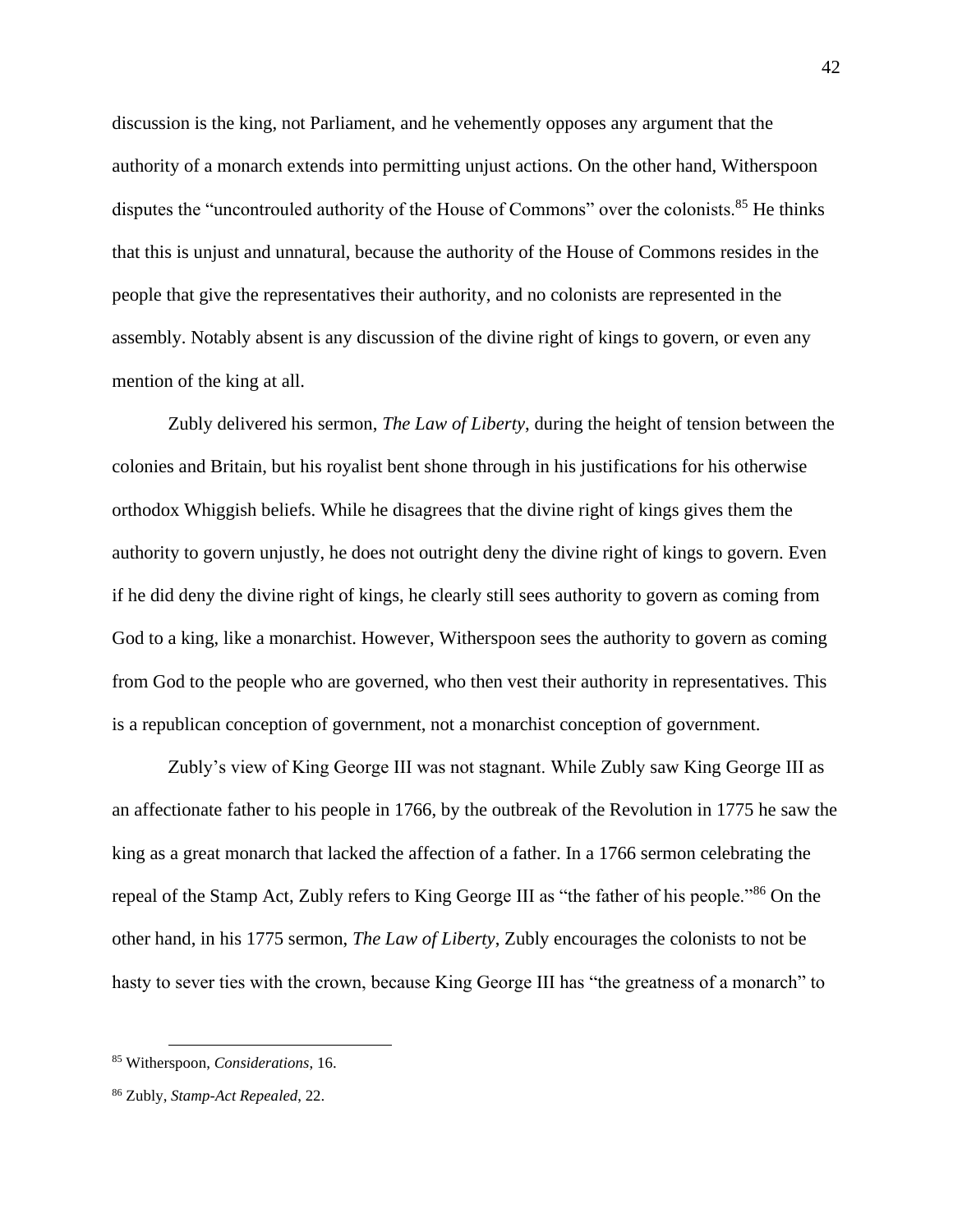discussion is the king, not Parliament, and he vehemently opposes any argument that the authority of a monarch extends into permitting unjust actions. On the other hand, Witherspoon disputes the "uncontrouled authority of the House of Commons" over the colonists.[85] He thinks that this is unjust and unnatural, because the authority of the House of Commons resides in the people that give the representatives their authority, and no colonists are represented in the assembly. Notably absent is any discussion of the divine right of kings to govern, or even any mention of the king at all.

Zubly delivered his sermon, *The Law of Liberty*, during the height of tension between the colonies and Britain, but his royalist bent shone through in his justifications for his otherwise orthodox Whiggish beliefs. While he disagrees that the divine right of kings gives them the authority to govern unjustly, he does not outright deny the divine right of kings to govern. Even if he did deny the divine right of kings, he clearly still sees authority to govern as coming from God to a king, like a monarchist. However, Witherspoon sees the authority to govern as coming from God to the people who are governed, who then vest their authority in representatives. This is a republican conception of government, not a monarchist conception of government.

Zubly's view of King George III was not stagnant. While Zubly saw King George III as an affectionate father to his people in 1766, by the outbreak of the Revolution in 1775 he saw the king as a great monarch that lacked the affection of a father. In a 1766 sermon celebrating the repeal of the Stamp Act, Zubly refers to King George III as "the father of his people."[86] On the other hand, in his 1775 sermon, *The Law of Liberty*, Zubly encourages the colonists to not be hasty to sever ties with the crown, because King George III has "the greatness of a monarch" to

---

[85] Witherspoon, *Considerations*, 16.

[86] Zubly, *Stamp-Act Repealed*, 22.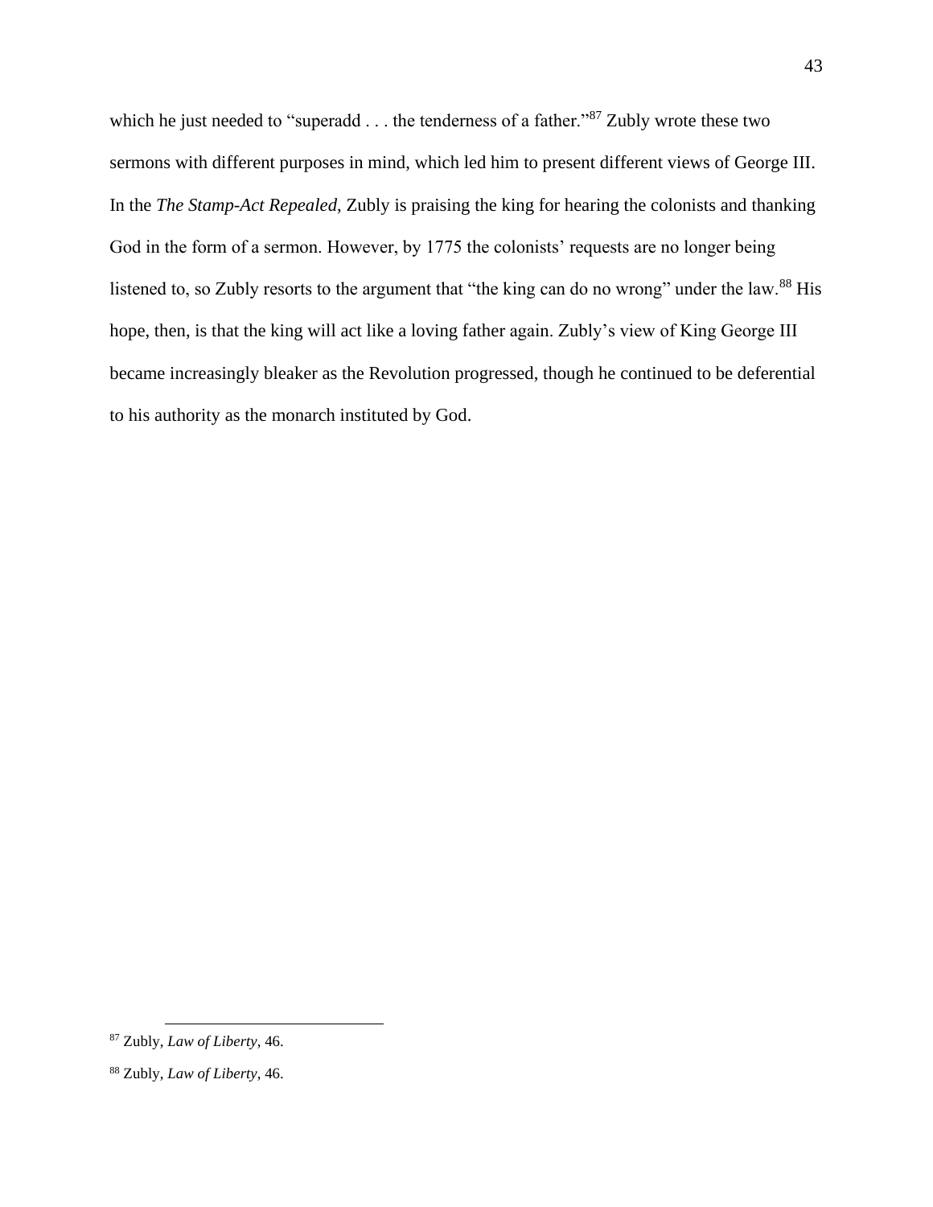which he just needed to "superadd . . . the tenderness of a father."[87] Zubly wrote these two sermons with different purposes in mind, which led him to present different views of George III. In the *The Stamp-Act Repealed*, Zubly is praising the king for hearing the colonists and thanking God in the form of a sermon. However, by 1775 the colonists' requests are no longer being listened to, so Zubly resorts to the argument that "the king can do no wrong" under the law.[88] His hope, then, is that the king will act like a loving father again. Zubly's view of King George III became increasingly bleaker as the Revolution progressed, though he continued to be deferential to his authority as the monarch instituted by God.

---

[87] Zubly, *Law of Liberty*, 46.

[88] Zubly, *Law of Liberty*, 46.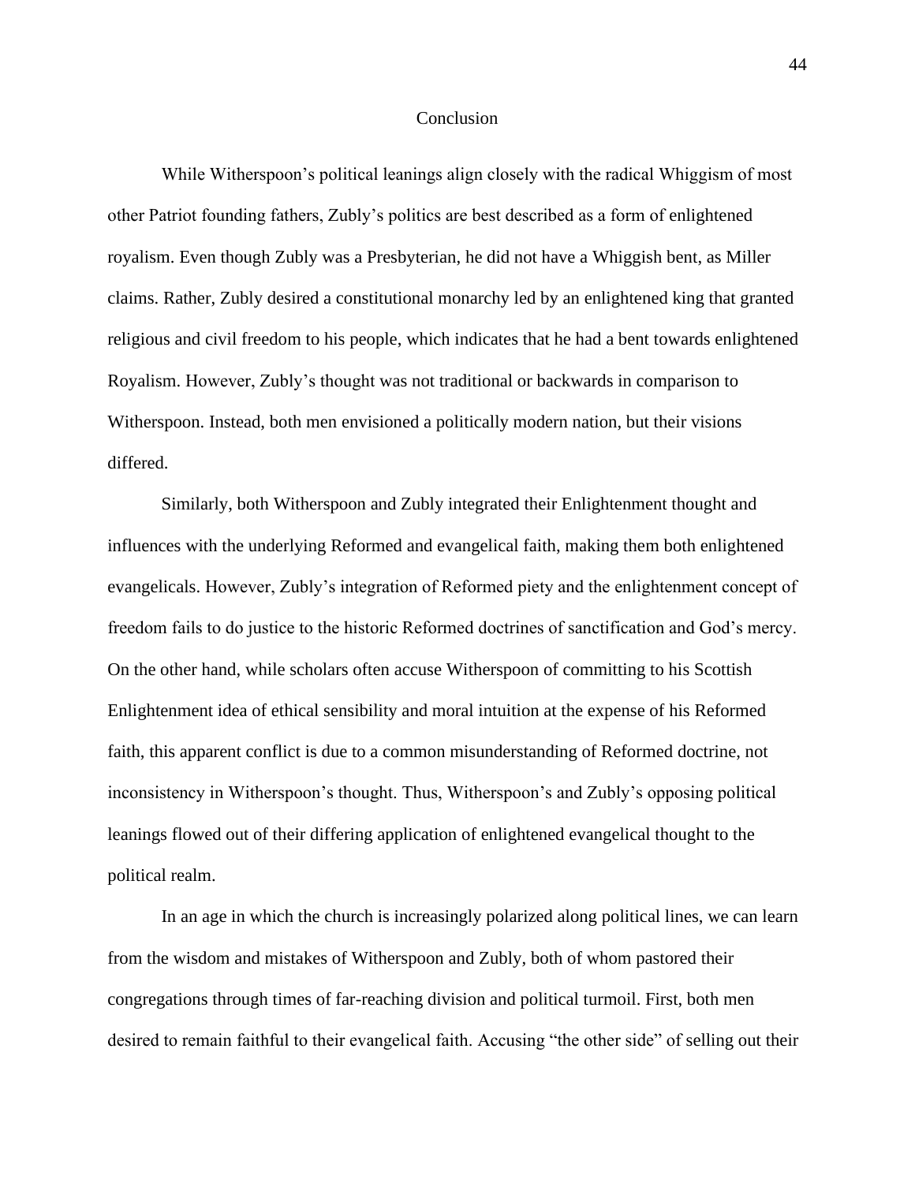## Conclusion

While Witherspoon's political leanings align closely with the radical Whiggism of most other Patriot founding fathers, Zubly's politics are best described as a form of enlightened royalism. Even though Zubly was a Presbyterian, he did not have a Whiggish bent, as Miller claims. Rather, Zubly desired a constitutional monarchy led by an enlightened king that granted religious and civil freedom to his people, which indicates that he had a bent towards enlightened Royalism. However, Zubly's thought was not traditional or backwards in comparison to Witherspoon. Instead, both men envisioned a politically modern nation, but their visions differed.

Similarly, both Witherspoon and Zubly integrated their Enlightenment thought and influences with the underlying Reformed and evangelical faith, making them both enlightened evangelicals. However, Zubly's integration of Reformed piety and the enlightenment concept of freedom fails to do justice to the historic Reformed doctrines of sanctification and God's mercy. On the other hand, while scholars often accuse Witherspoon of committing to his Scottish Enlightenment idea of ethical sensibility and moral intuition at the expense of his Reformed faith, this apparent conflict is due to a common misunderstanding of Reformed doctrine, not inconsistency in Witherspoon's thought. Thus, Witherspoon's and Zubly's opposing political leanings flowed out of their differing application of enlightened evangelical thought to the political realm.

In an age in which the church is increasingly polarized along political lines, we can learn from the wisdom and mistakes of Witherspoon and Zubly, both of whom pastored their congregations through times of far-reaching division and political turmoil. First, both men desired to remain faithful to their evangelical faith. Accusing "the other side" of selling out their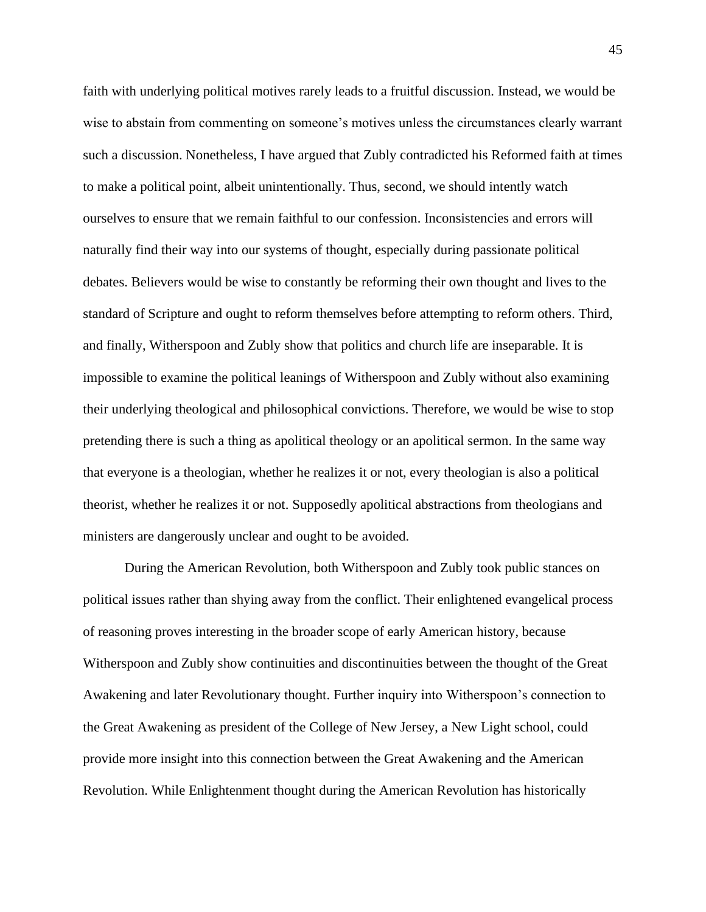faith with underlying political motives rarely leads to a fruitful discussion. Instead, we would be wise to abstain from commenting on someone's motives unless the circumstances clearly warrant such a discussion. Nonetheless, I have argued that Zubly contradicted his Reformed faith at times to make a political point, albeit unintentionally. Thus, second, we should intently watch ourselves to ensure that we remain faithful to our confession. Inconsistencies and errors will naturally find their way into our systems of thought, especially during passionate political debates. Believers would be wise to constantly be reforming their own thought and lives to the standard of Scripture and ought to reform themselves before attempting to reform others. Third, and finally, Witherspoon and Zubly show that politics and church life are inseparable. It is impossible to examine the political leanings of Witherspoon and Zubly without also examining their underlying theological and philosophical convictions. Therefore, we would be wise to stop pretending there is such a thing as apolitical theology or an apolitical sermon. In the same way that everyone is a theologian, whether he realizes it or not, every theologian is also a political theorist, whether he realizes it or not. Supposedly apolitical abstractions from theologians and ministers are dangerously unclear and ought to be avoided.

During the American Revolution, both Witherspoon and Zubly took public stances on political issues rather than shying away from the conflict. Their enlightened evangelical process of reasoning proves interesting in the broader scope of early American history, because Witherspoon and Zubly show continuities and discontinuities between the thought of the Great Awakening and later Revolutionary thought. Further inquiry into Witherspoon's connection to the Great Awakening as president of the College of New Jersey, a New Light school, could provide more insight into this connection between the Great Awakening and the American Revolution. While Enlightenment thought during the American Revolution has historically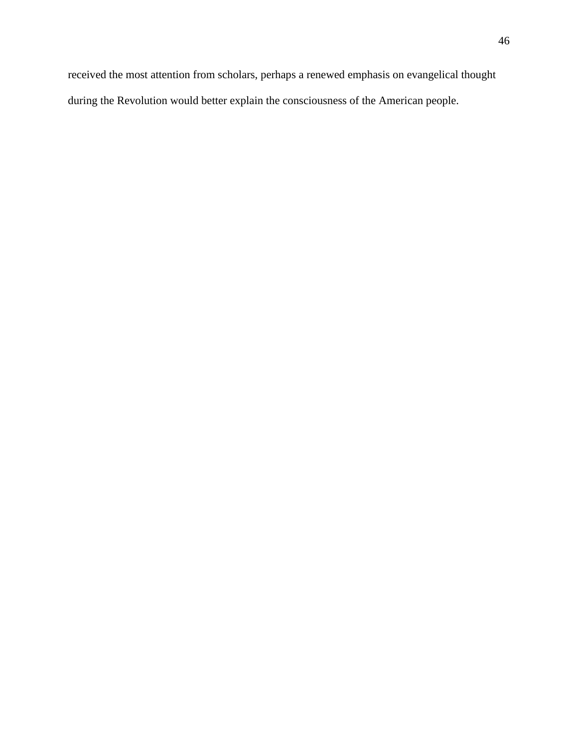received the most attention from scholars, perhaps a renewed emphasis on evangelical thought during the Revolution would better explain the consciousness of the American people.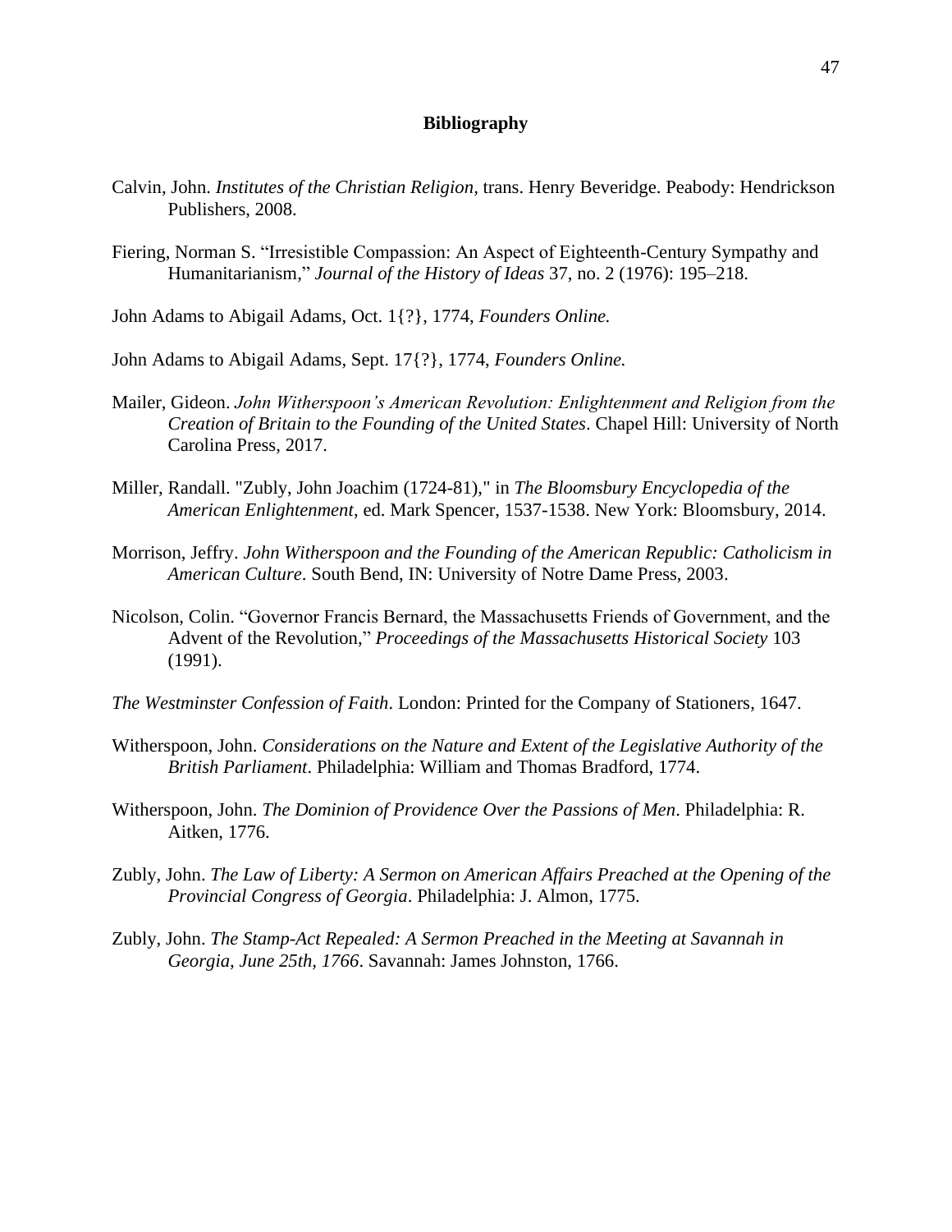# Bibliography

Calvin, John. *Institutes of the Christian Religion*, trans. Henry Beveridge. Peabody: Hendrickson Publishers, 2008.

Fiering, Norman S. "Irresistible Compassion: An Aspect of Eighteenth-Century Sympathy and Humanitarianism," *Journal of the History of Ideas* 37, no. 2 (1976): 195–218.

John Adams to Abigail Adams, Oct. 1{?}, 1774, *Founders Online.*

John Adams to Abigail Adams, Sept. 17{?}, 1774, *Founders Online.*

Mailer, Gideon. *John Witherspoon's American Revolution: Enlightenment and Religion from the Creation of Britain to the Founding of the United States*. Chapel Hill: University of North Carolina Press, 2017.

Miller, Randall. "Zubly, John Joachim (1724-81)," in *The Bloomsbury Encyclopedia of the American Enlightenment*, ed. Mark Spencer, 1537-1538. New York: Bloomsbury, 2014.

Morrison, Jeffry. *John Witherspoon and the Founding of the American Republic: Catholicism in American Culture*. South Bend, IN: University of Notre Dame Press, 2003.

Nicolson, Colin. "Governor Francis Bernard, the Massachusetts Friends of Government, and the Advent of the Revolution," *Proceedings of the Massachusetts Historical Society* 103 (1991).

*The Westminster Confession of Faith*. London: Printed for the Company of Stationers, 1647.

Witherspoon, John. *Considerations on the Nature and Extent of the Legislative Authority of the British Parliament*. Philadelphia: William and Thomas Bradford, 1774.

Witherspoon, John. *The Dominion of Providence Over the Passions of Men*. Philadelphia: R. Aitken, 1776.

Zubly, John. *The Law of Liberty: A Sermon on American Affairs Preached at the Opening of the Provincial Congress of Georgia*. Philadelphia: J. Almon, 1775.

Zubly, John. *The Stamp-Act Repealed: A Sermon Preached in the Meeting at Savannah in Georgia, June 25th, 1766*. Savannah: James Johnston, 1766.